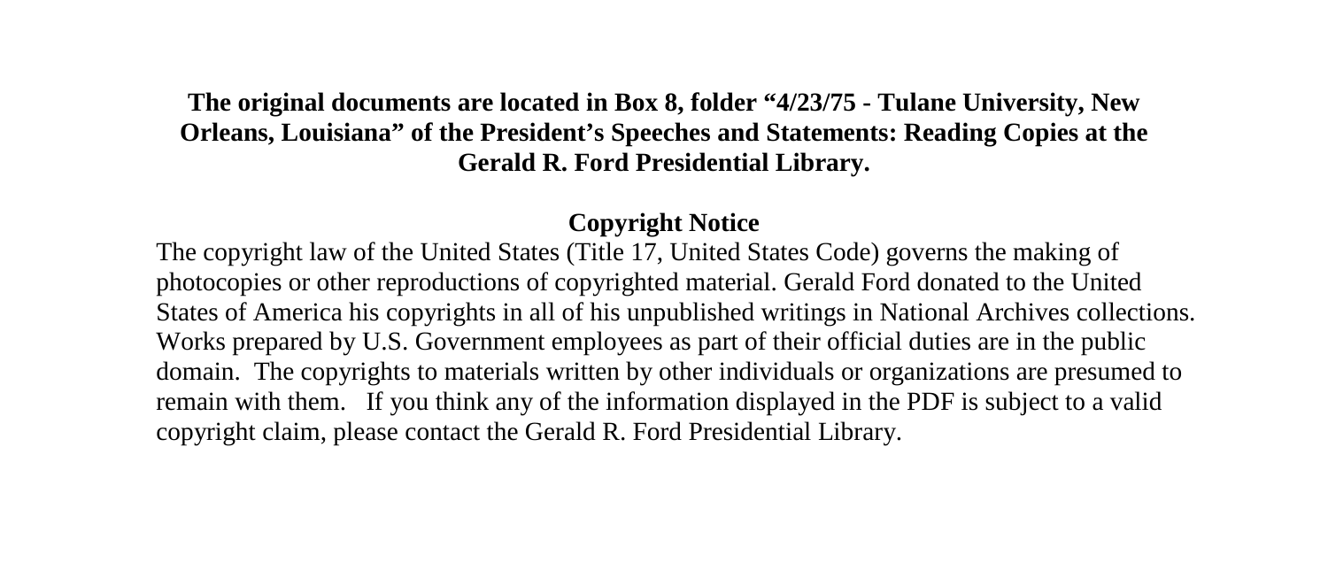**The original documents are located in Box 8, folder "4/23/75 - Tulane University, New Orleans, Louisiana" of the President's Speeches and Statements: Reading Copies at the Gerald R. Ford Presidential Library.**

## Copyright Notice

The copyright law of the United States (Title 17, United States Code) governs the making of photocopies or other reproductions of copyrighted material. Gerald Ford donated to the United States of America his copyrights in all of his unpublished writings in National Archives collections. Works prepared by U.S. Government employees as part of their official duties are in the public domain. The copyrights to materials written by other individuals or organizations are presumed to remain with them. If you think any of the information displayed in the PDF is subject to a valid copyright claim, please contact the Gerald R. Ford Presidential Library.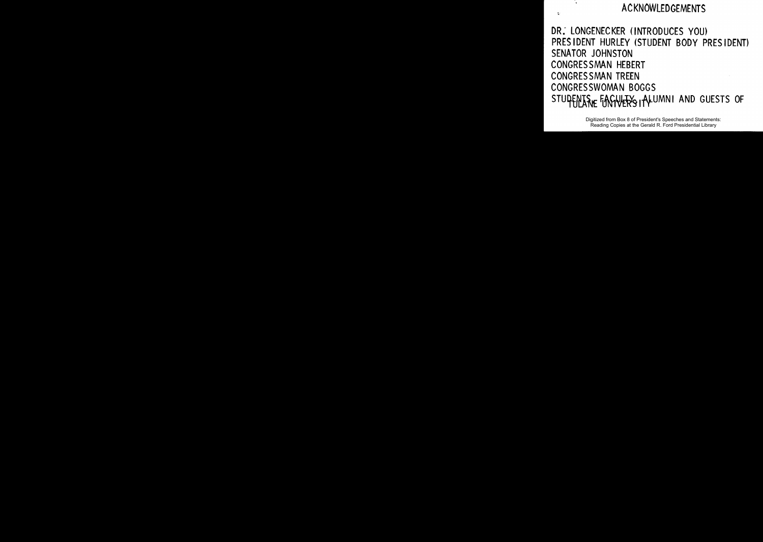# ACKNOWLEDGEMENTS

DR. LONGENECKER (INTRODUCES YOU)
PRESIDENT HURLEY (STUDENT BODY PRESIDENT)
SENATOR JOHNSTON
CONGRESSMAN HEBERT
CONGRESSMAN TREEN
CONGRESSWOMAN BOGGS
STUDENTS, FACULTY, ALUMNI AND GUESTS OF TULANE UNIVERSITY

Digitized from Box 8 of President's Speeches and Statements: Reading Copies at the Gerald R. Ford Presidential Library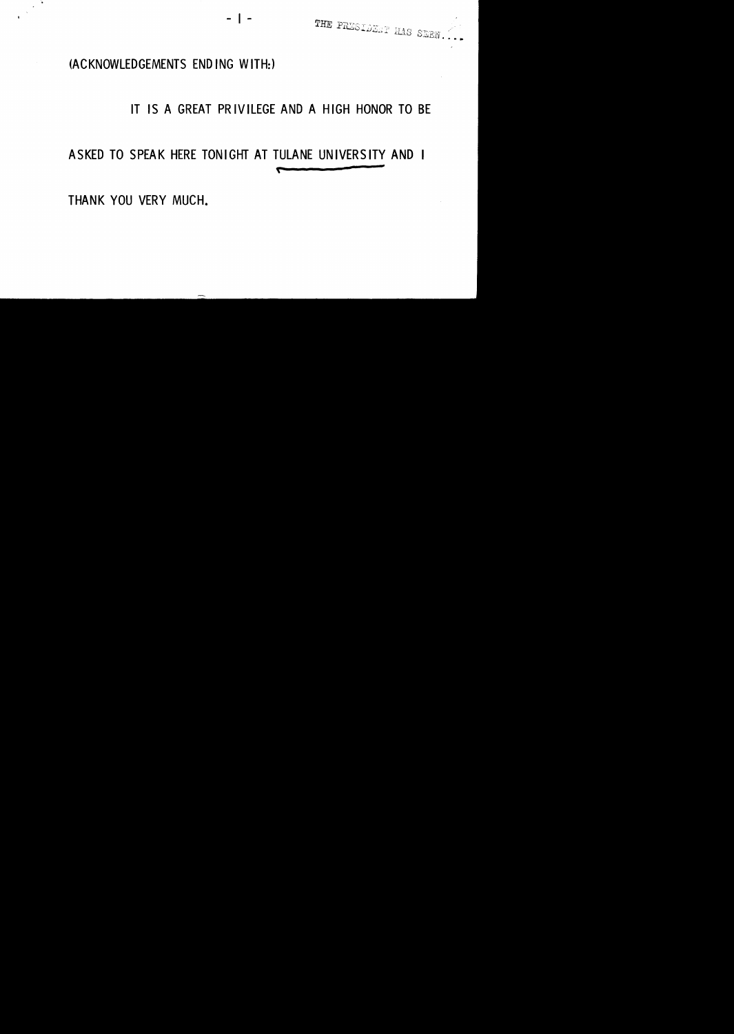THE PRESIDENT HAS SEEN....

(ACKNOWLEDGEMENTS ENDING WITH:)

IT IS A GREAT PRIVILEGE AND A HIGH HONOR TO BE ASKED TO SPEAK HERE TONIGHT AT TULANE UNIVERSITY AND I THANK YOU VERY MUCH.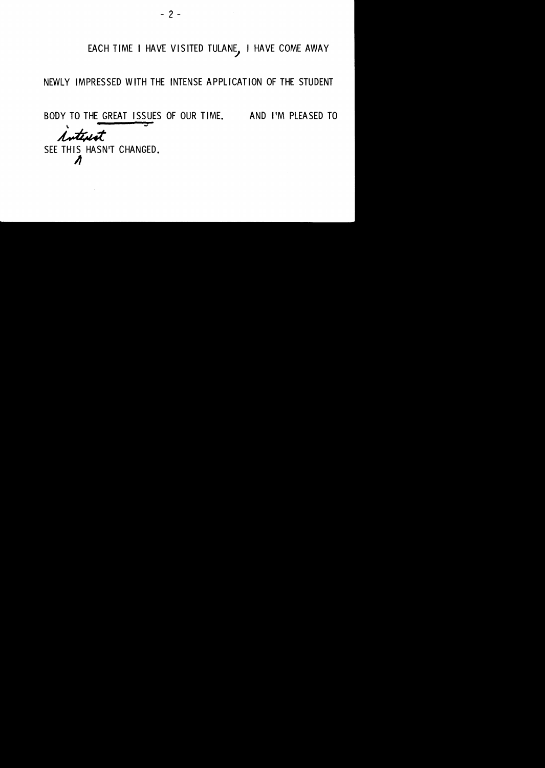EACH TIME I HAVE VISITED TULANE, I HAVE COME AWAY NEWLY IMPRESSED WITH THE INTENSE APPLICATION OF THE STUDENT BODY TO THE GREAT ISSUES OF OUR TIME. AND I'M PLEASED TO SEE THIS interest HASN'T CHANGED.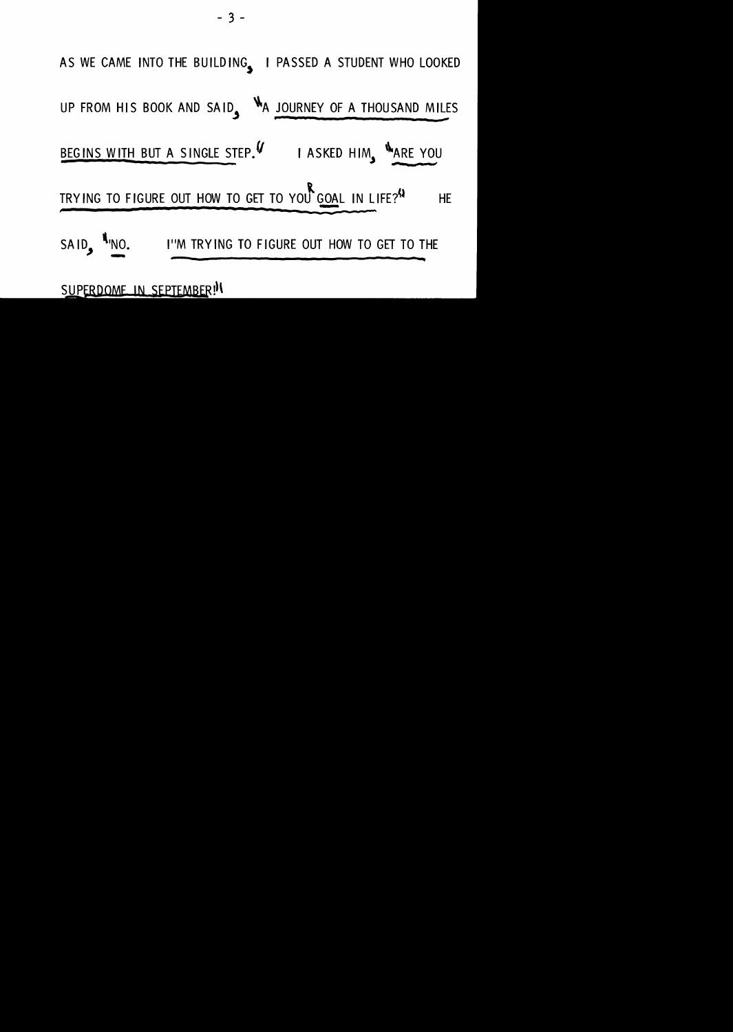AS WE CAME INTO THE BUILDING, I PASSED A STUDENT WHO LOOKED UP FROM HIS BOOK AND SAID, "A JOURNEY OF A THOUSAND MILES BEGINS WITH BUT A SINGLE STEP." I ASKED HIM, "ARE YOU TRYING TO FIGURE OUT HOW TO GET TO YOUR GOAL IN LIFE?" HE SAID, "NO. I'M TRYING TO FIGURE OUT HOW TO GET TO THE SUPERDOME IN SEPTEMBER!"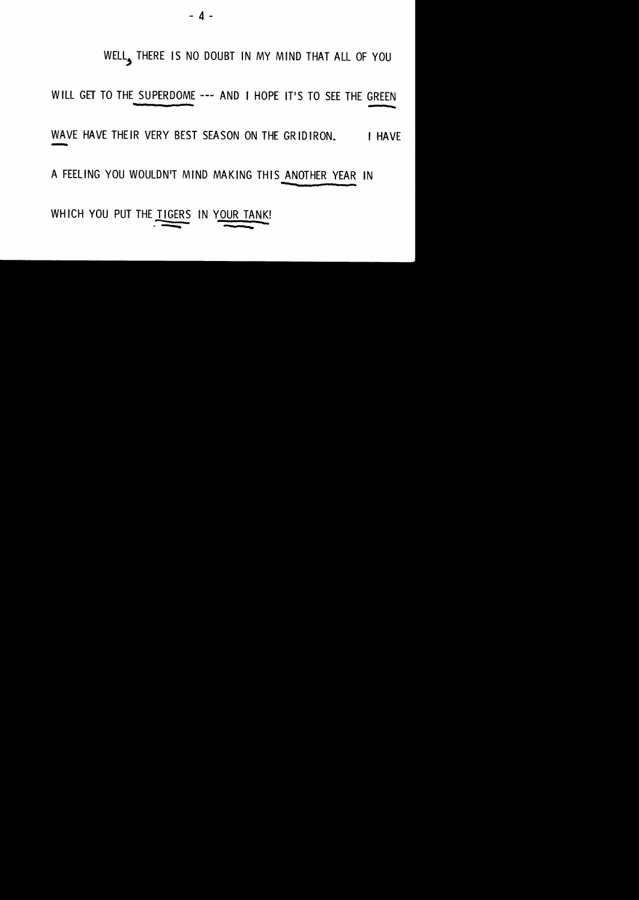WELL, THERE IS NO DOUBT IN MY MIND THAT ALL OF YOU WILL GET TO THE SUPERDOME --- AND I HOPE IT'S TO SEE THE GREEN WAVE HAVE THEIR VERY BEST SEASON ON THE GRIDIRON. I HAVE A FEELING YOU WOULDN'T MIND MAKING THIS ANOTHER YEAR IN WHICH YOU PUT THE TIGERS IN YOUR TANK!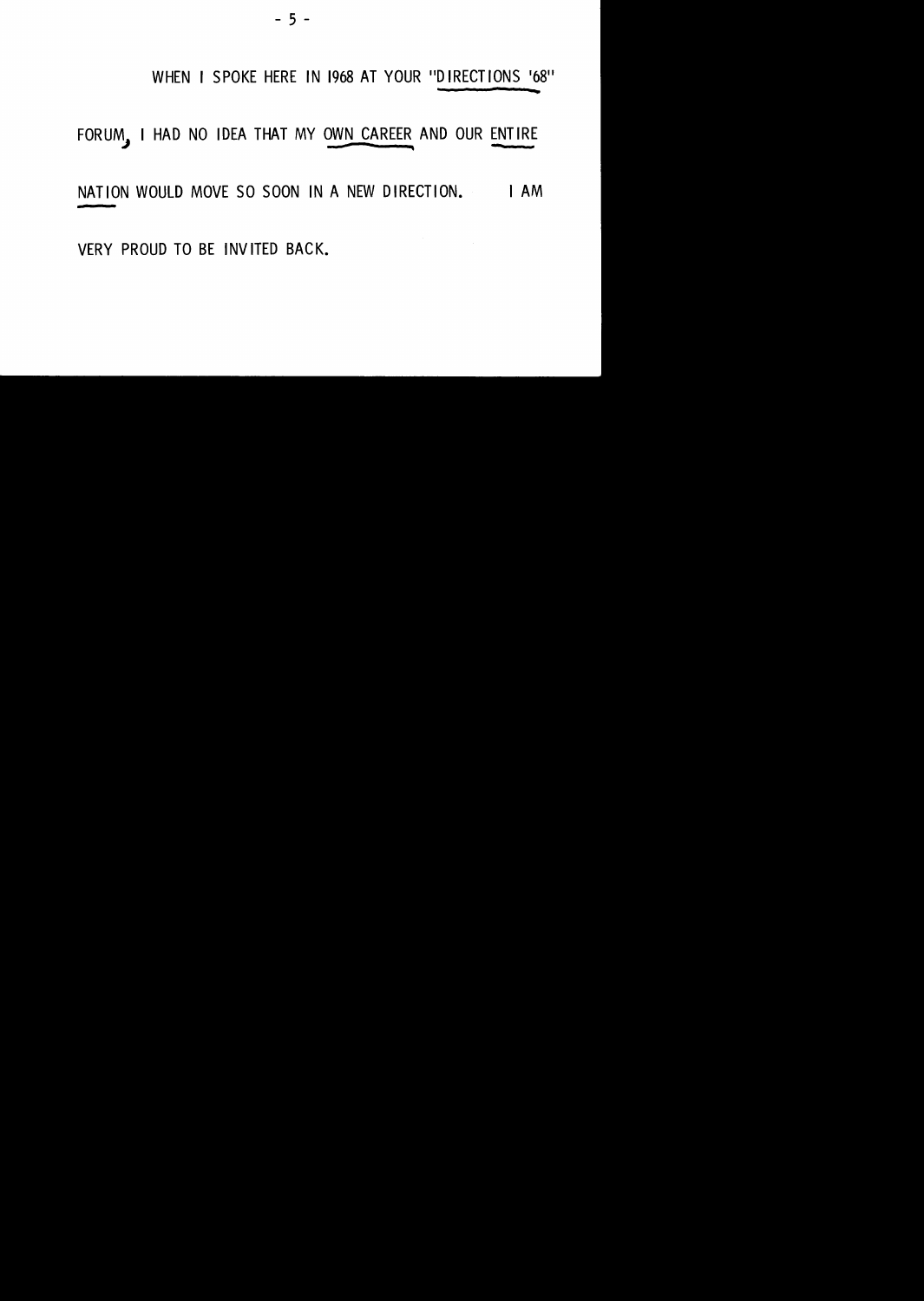WHEN I SPOKE HERE IN 1968 AT YOUR "DIRECTIONS '68" FORUM, I HAD NO IDEA THAT MY OWN CAREER AND OUR ENTIRE NATION WOULD MOVE SO SOON IN A NEW DIRECTION. I AM VERY PROUD TO BE INVITED BACK.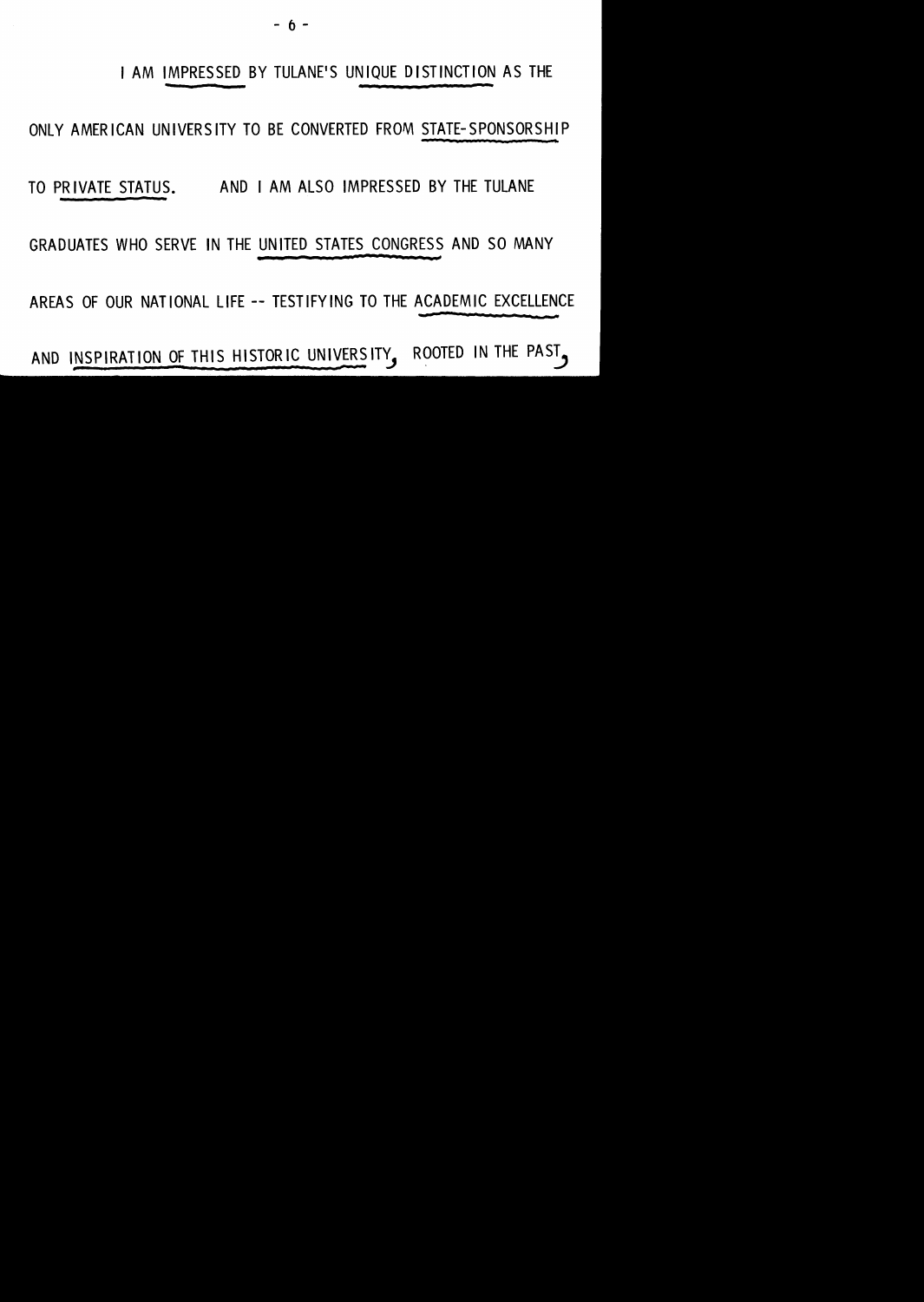I AM IMPRESSED BY TULANE'S UNIQUE DISTINCTION AS THE ONLY AMERICAN UNIVERSITY TO BE CONVERTED FROM STATE-SPONSORSHIP TO PRIVATE STATUS. AND I AM ALSO IMPRESSED BY THE TULANE GRADUATES WHO SERVE IN THE UNITED STATES CONGRESS AND SO MANY AREAS OF OUR NATIONAL LIFE -- TESTIFYING TO THE ACADEMIC EXCELLENCE AND INSPIRATION OF THIS HISTORIC UNIVERSITY, ROOTED IN THE PAST,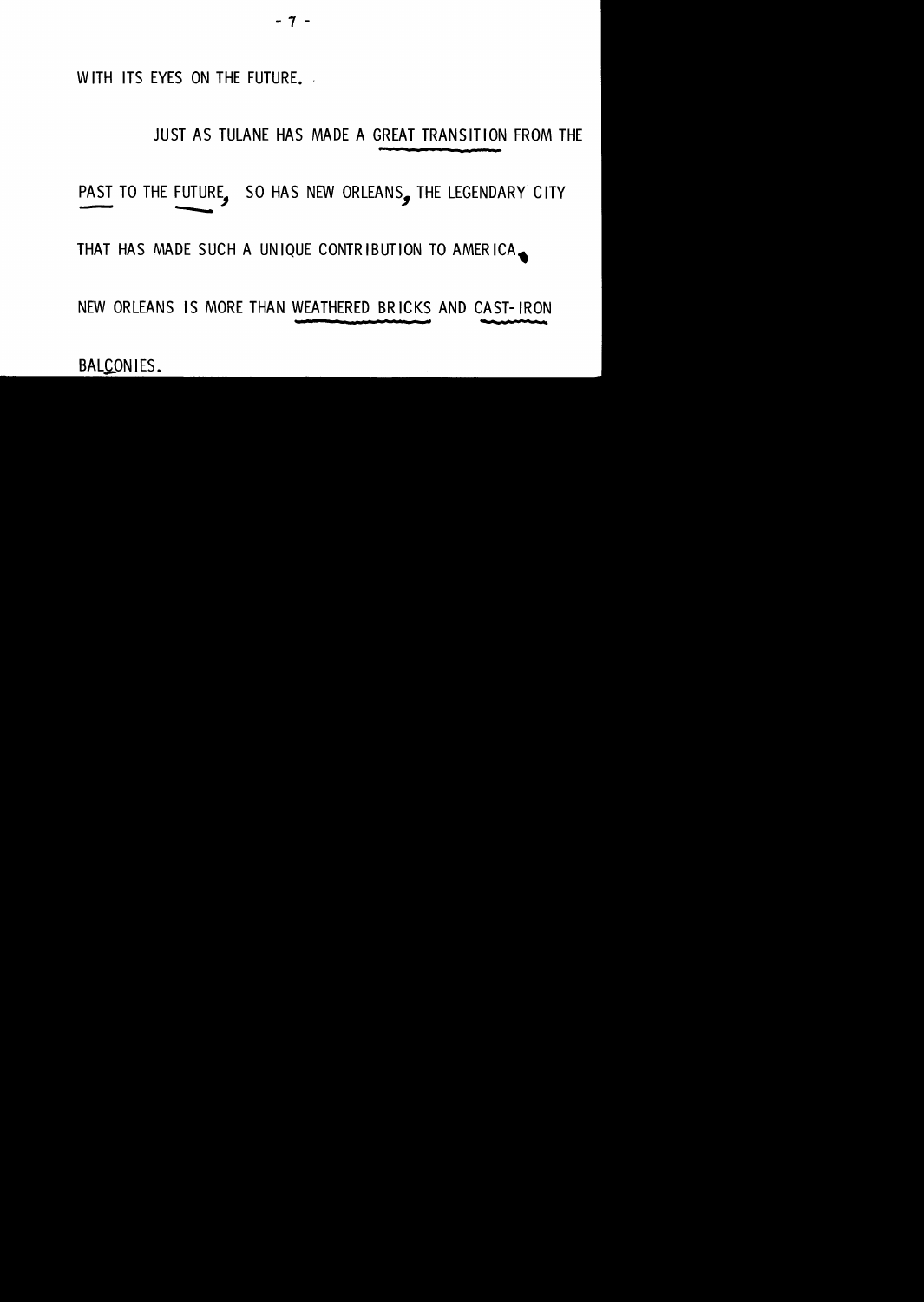WITH ITS EYES ON THE FUTURE.

JUST AS TULANE HAS MADE A GREAT TRANSITION FROM THE PAST TO THE FUTURE, SO HAS NEW ORLEANS, THE LEGENDARY CITY THAT HAS MADE SUCH A UNIQUE CONTRIBUTION TO AMERICA.

NEW ORLEANS IS MORE THAN WEATHERED BRICKS AND CAST-IRON BALCONIES.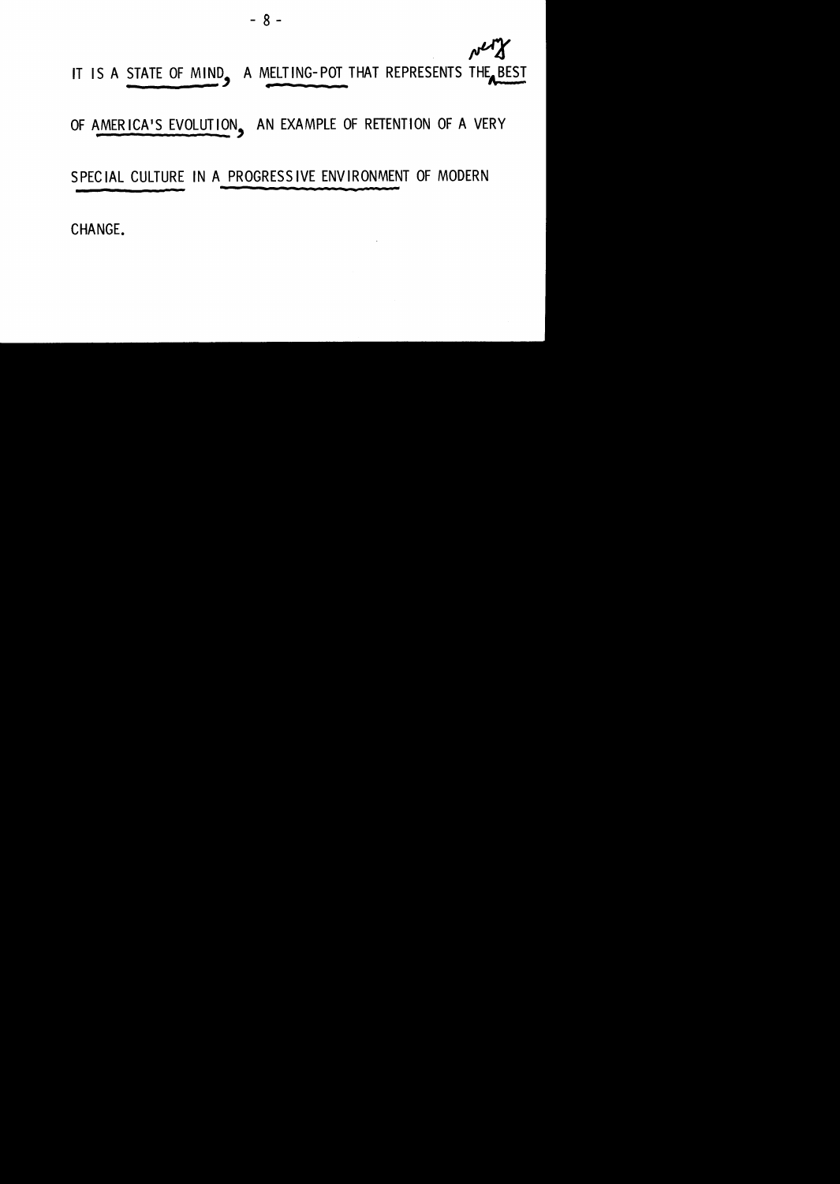IT IS A STATE OF MIND, A MELTING-POT THAT REPRESENTS THE VERY BEST OF AMERICA'S EVOLUTION, AN EXAMPLE OF RETENTION OF A VERY SPECIAL CULTURE IN A PROGRESSIVE ENVIRONMENT OF MODERN CHANGE.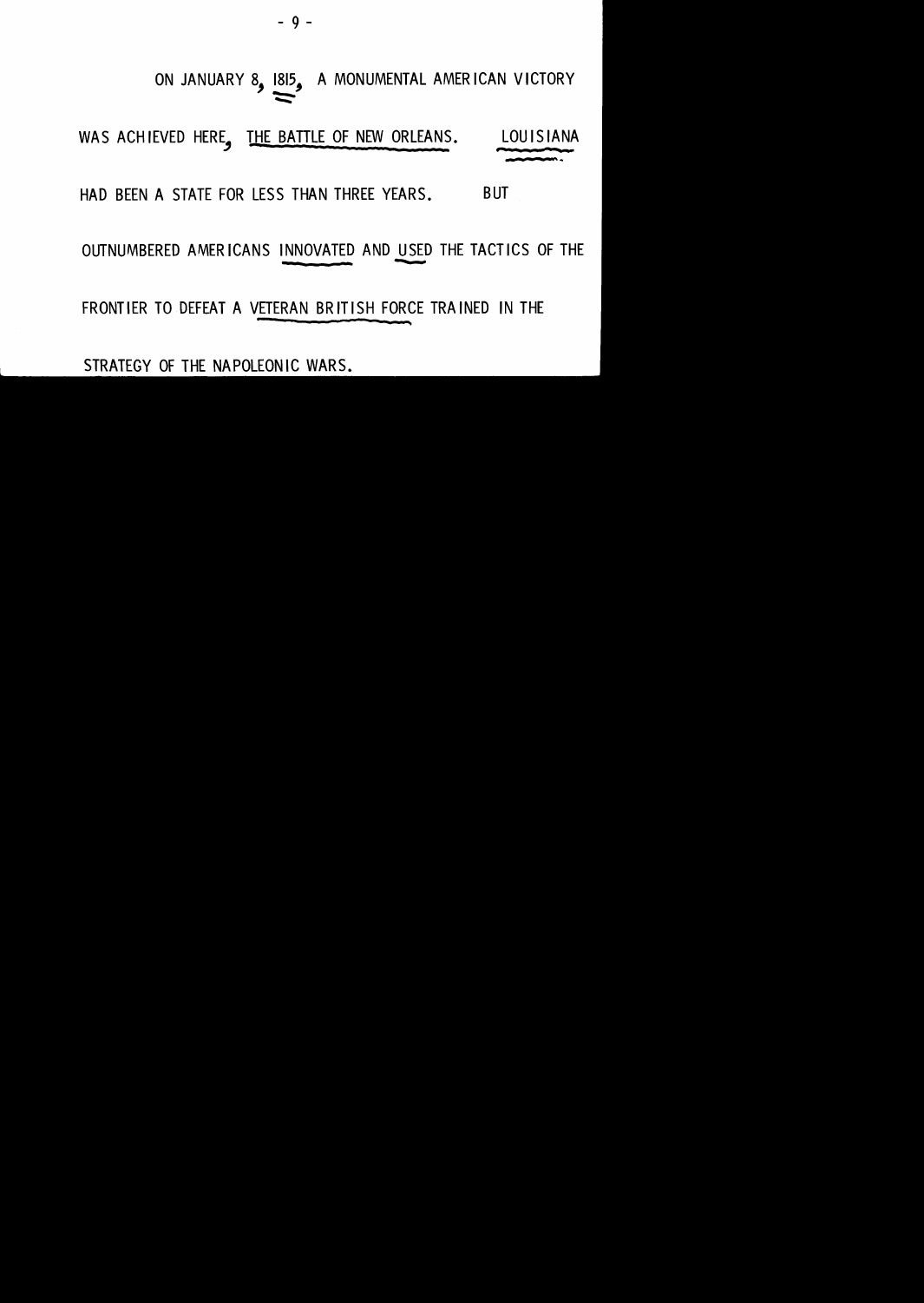ON JANUARY 8, 1815, A MONUMENTAL AMERICAN VICTORY WAS ACHIEVED HERE, THE BATTLE OF NEW ORLEANS. LOUISIANA HAD BEEN A STATE FOR LESS THAN THREE YEARS. BUT OUTNUMBERED AMERICANS INNOVATED AND USED THE TACTICS OF THE FRONTIER TO DEFEAT A VETERAN BRITISH FORCE TRAINED IN THE STRATEGY OF THE NAPOLEONIC WARS.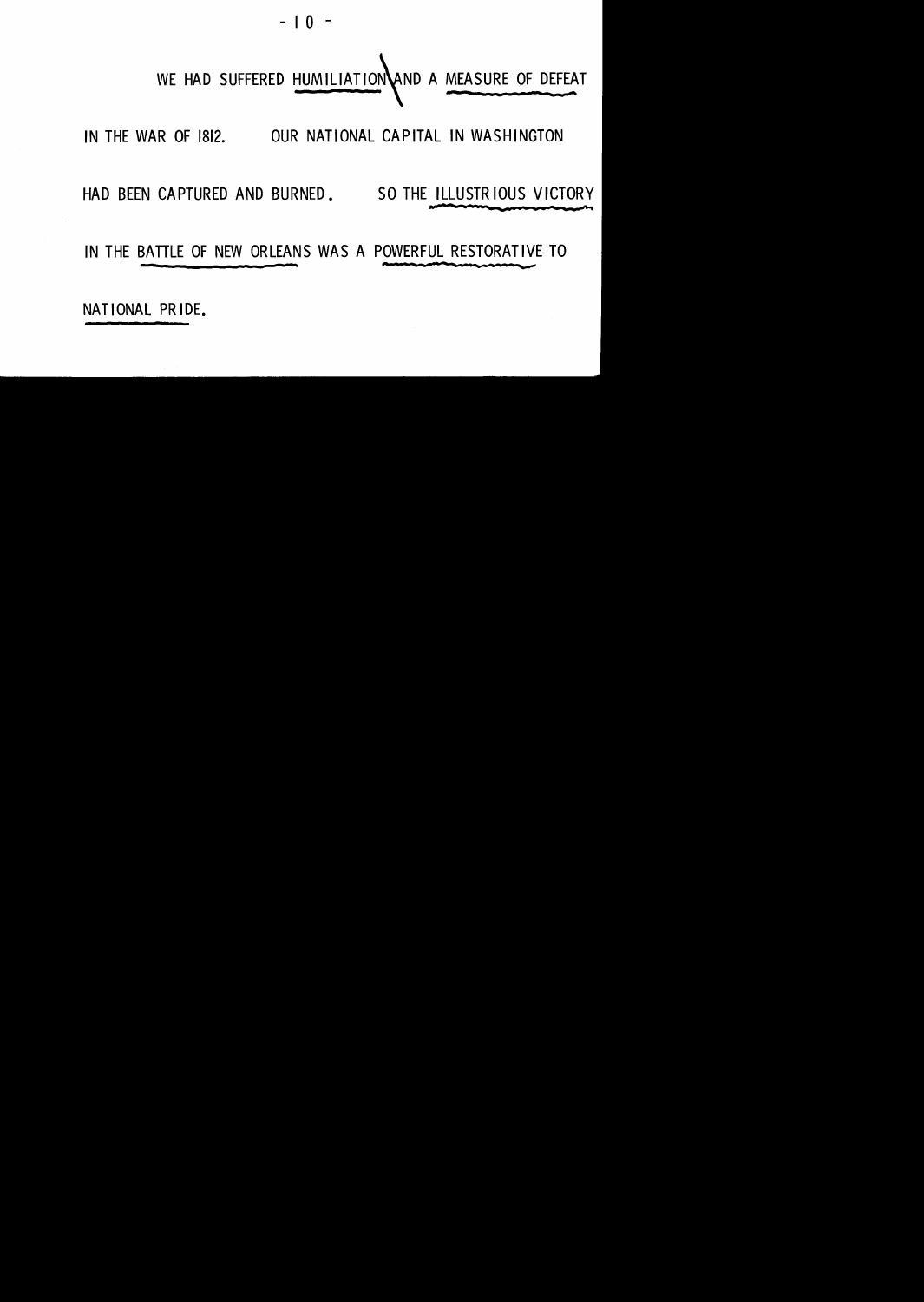WE HAD SUFFERED HUMILIATION AND A MEASURE OF DEFEAT IN THE WAR OF 1812. OUR NATIONAL CAPITAL IN WASHINGTON HAD BEEN CAPTURED AND BURNED. SO THE ILLUSTRIOUS VICTORY IN THE BATTLE OF NEW ORLEANS WAS A POWERFUL RESTORATIVE TO NATIONAL PRIDE.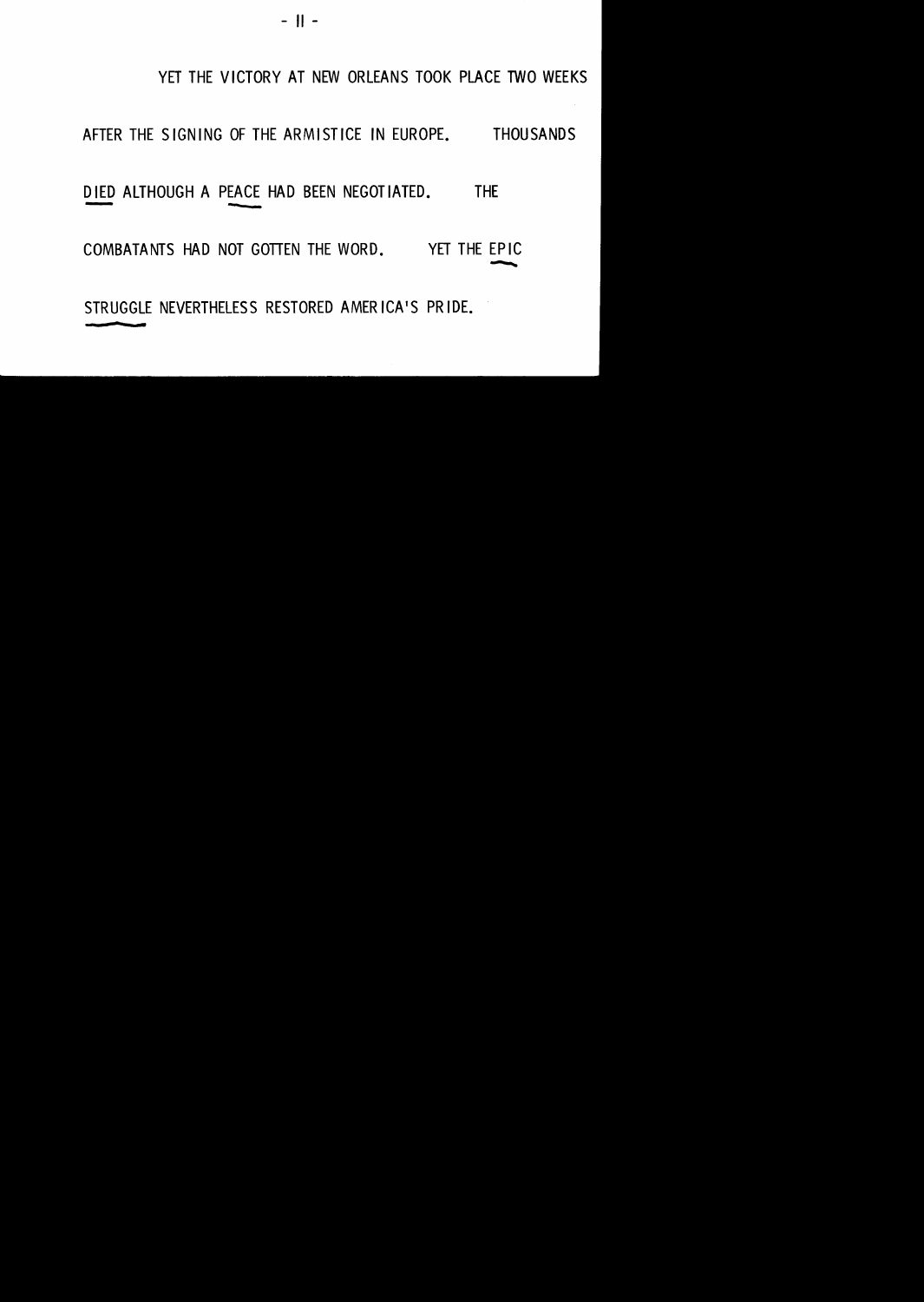YET THE VICTORY AT NEW ORLEANS TOOK PLACE TWO WEEKS AFTER THE SIGNING OF THE ARMISTICE IN EUROPE. THOUSANDS DIED ALTHOUGH A PEACE HAD BEEN NEGOTIATED. THE COMBATANTS HAD NOT GOTTEN THE WORD. YET THE EPIC STRUGGLE NEVERTHELESS RESTORED AMERICA'S PRIDE.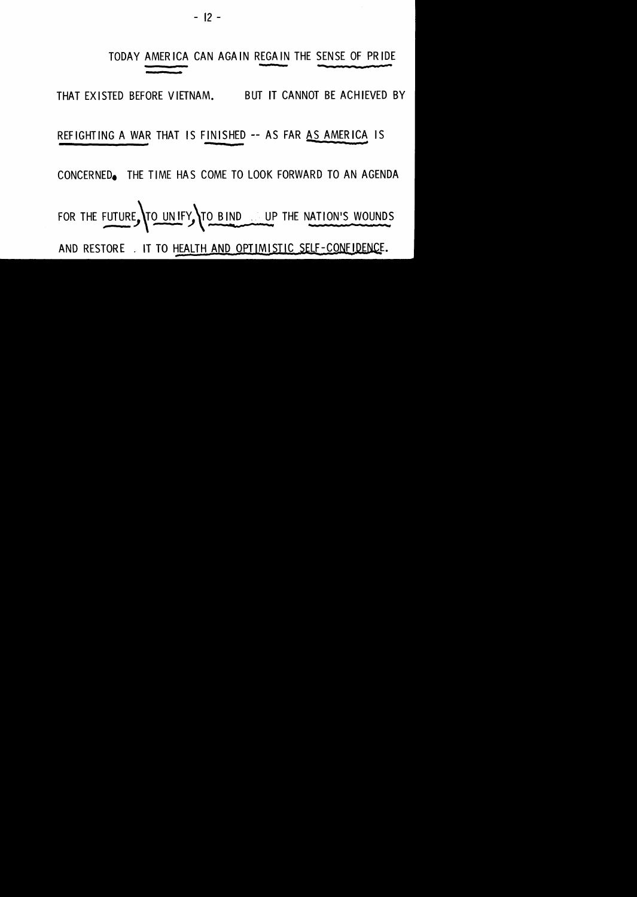TODAY AMERICA CAN AGAIN REGAIN THE SENSE OF PRIDE THAT EXISTED BEFORE VIETNAM. BUT IT CANNOT BE ACHIEVED BY REFIGHTING A WAR THAT IS FINISHED -- AS FAR AS AMERICA IS CONCERNED. THE TIME HAS COME TO LOOK FORWARD TO AN AGENDA FOR THE FUTURE, TO UNIFY, TO BIND UP THE NATION'S WOUNDS AND RESTORE IT TO HEALTH AND OPTIMISTIC SELF-CONFIDENCE.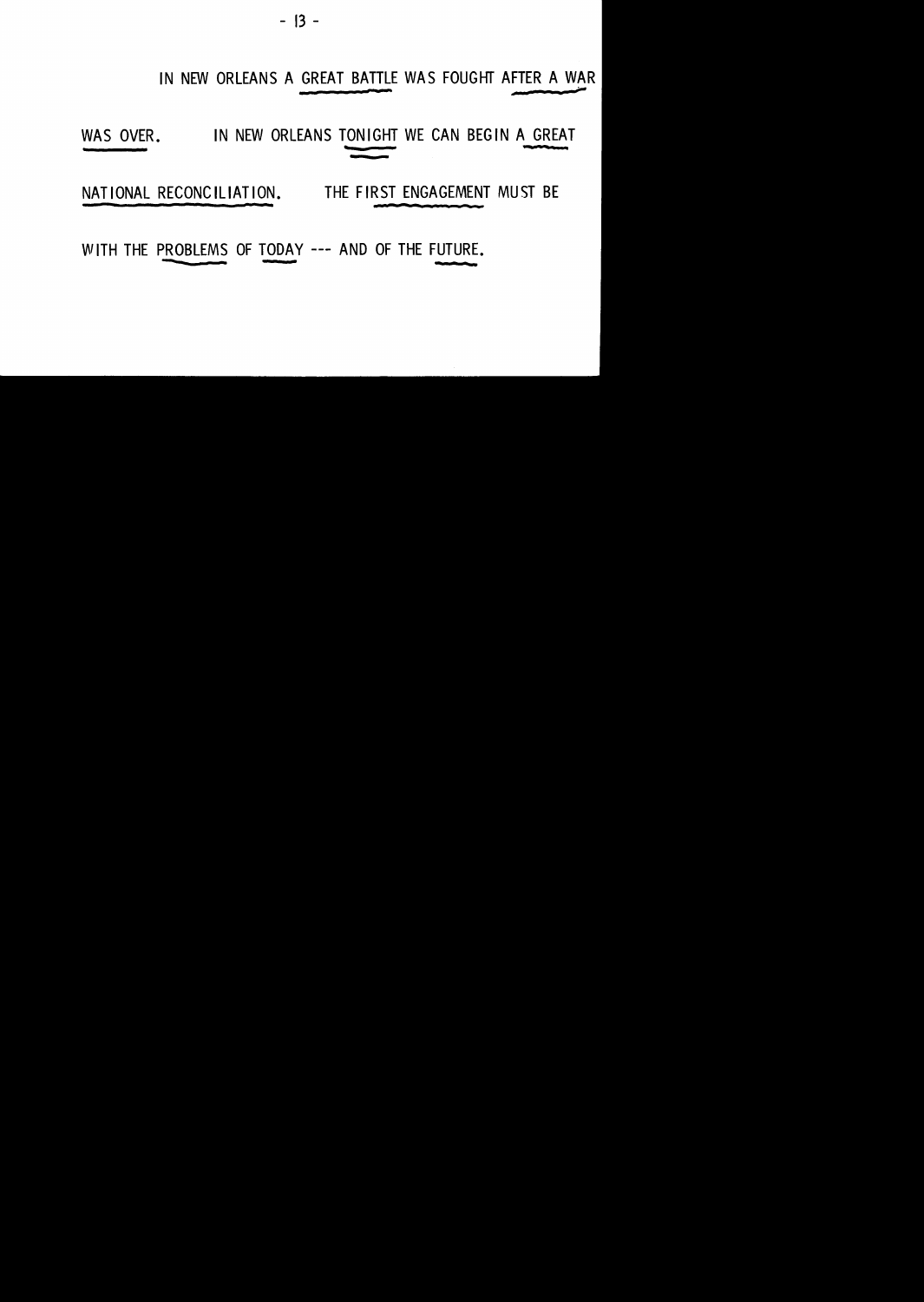IN NEW ORLEANS A GREAT BATTLE WAS FOUGHT AFTER A WAR WAS OVER. IN NEW ORLEANS TONIGHT WE CAN BEGIN A GREAT NATIONAL RECONCILIATION. THE FIRST ENGAGEMENT MUST BE WITH THE PROBLEMS OF TODAY --- AND OF THE FUTURE.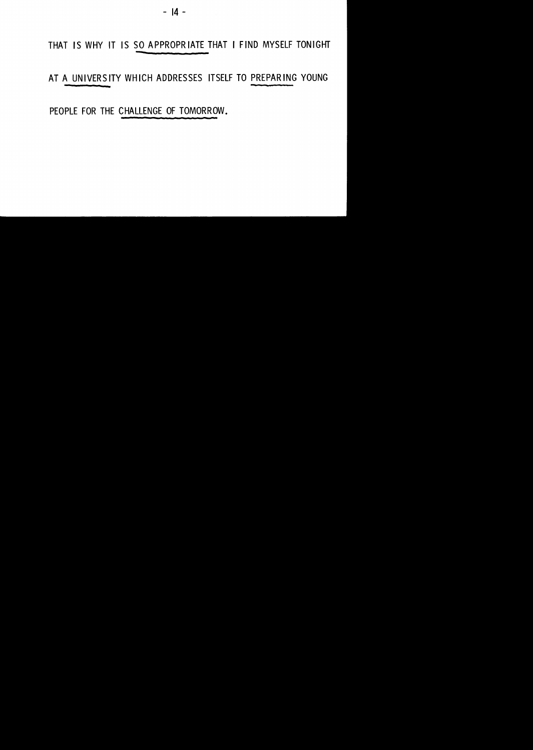THAT IS WHY IT IS SO APPROPRIATE THAT I FIND MYSELF TONIGHT AT A UNIVERSITY WHICH ADDRESSES ITSELF TO PREPARING YOUNG PEOPLE FOR THE CHALLENGE OF TOMORROW.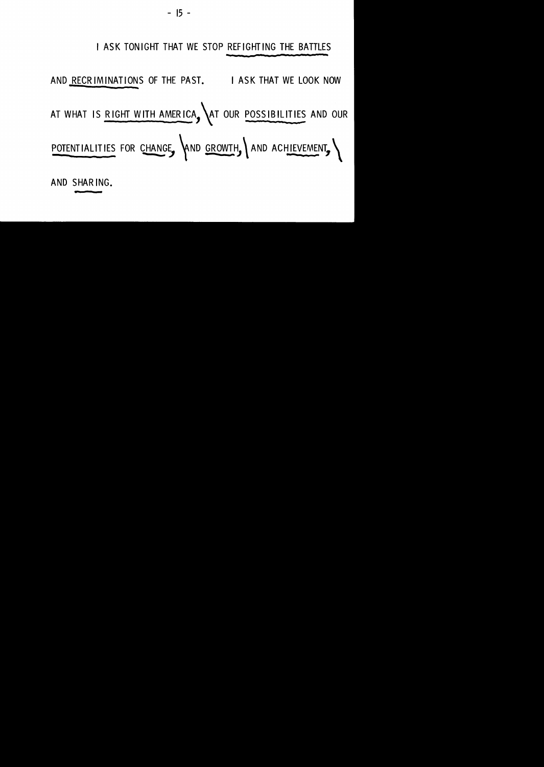I ASK TONIGHT THAT WE STOP REFIGHTING THE BATTLES AND RECRIMINATIONS OF THE PAST. I ASK THAT WE LOOK NOW AT WHAT IS RIGHT WITH AMERICA, AT OUR POSSIBILITIES AND OUR POTENTIALITIES FOR CHANGE, AND GROWTH, AND ACHIEVEMENT, AND SHARING.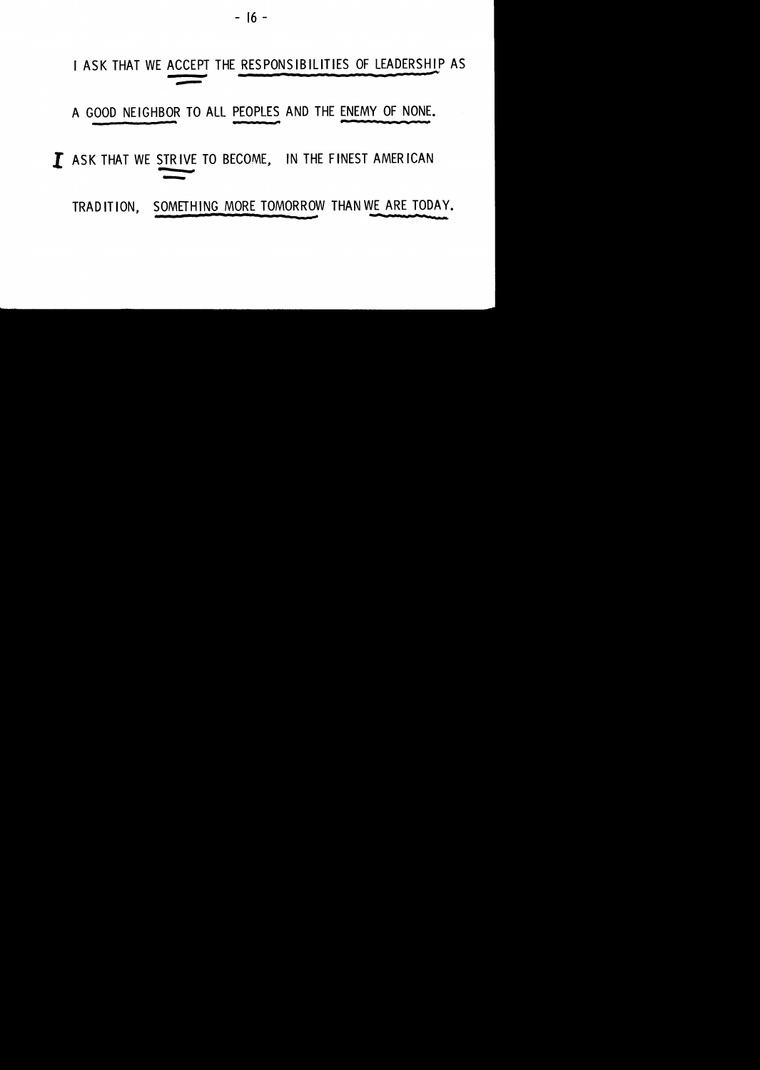I ASK THAT WE ACCEPT THE RESPONSIBILITIES OF LEADERSHIP AS

A GOOD NEIGHBOR TO ALL PEOPLES AND THE ENEMY OF NONE.

I ASK THAT WE STRIVE TO BECOME, IN THE FINEST AMERICAN

TRADITION, SOMETHING MORE TOMORROW THAN WE ARE TODAY.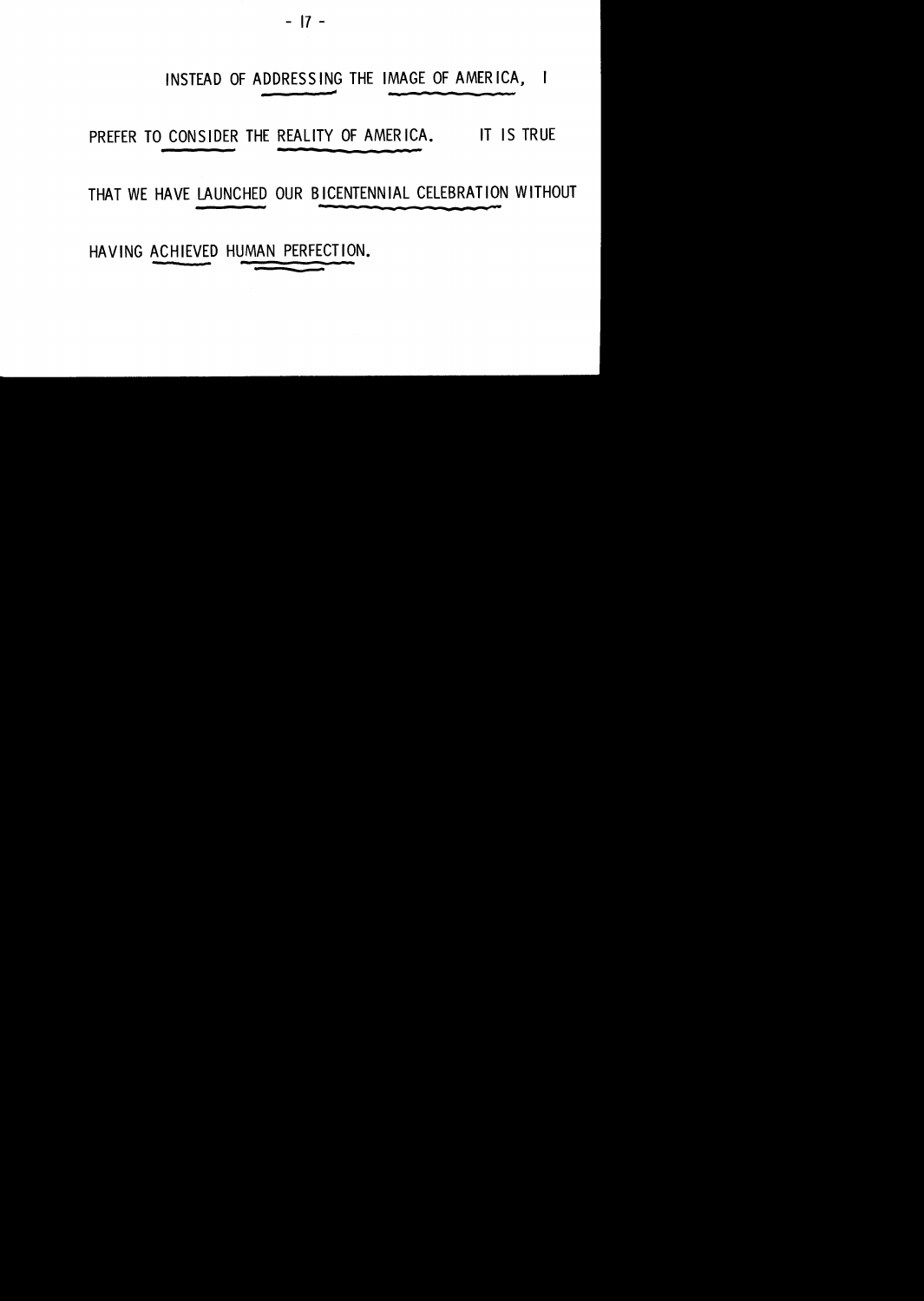INSTEAD OF ADDRESSING THE IMAGE OF AMERICA, I PREFER TO CONSIDER THE REALITY OF AMERICA. IT IS TRUE THAT WE HAVE LAUNCHED OUR BICENTENNIAL CELEBRATION WITHOUT HAVING ACHIEVED HUMAN PERFECTION.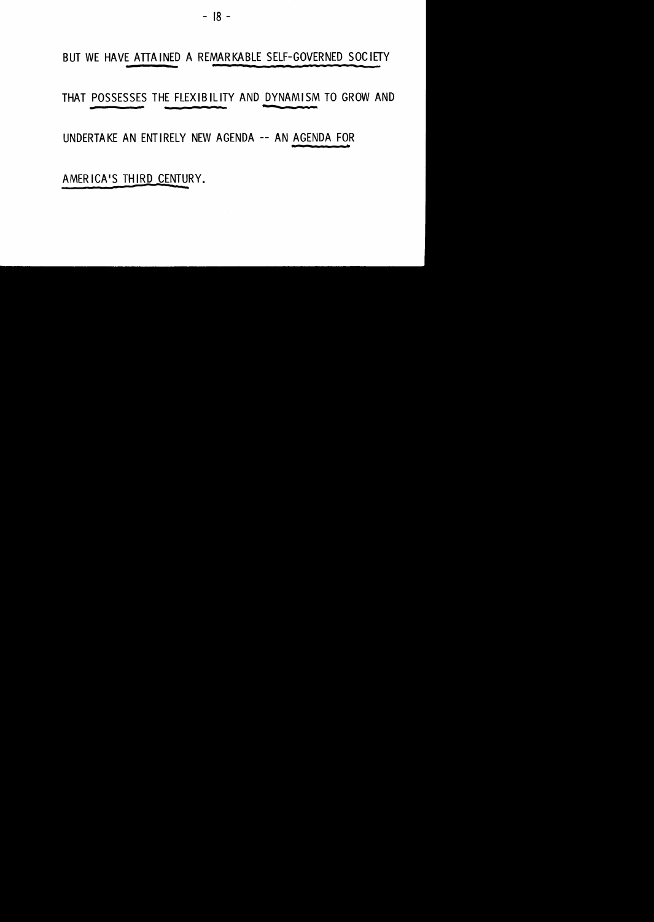BUT WE HAVE ATTAINED A REMARKABLE SELF-GOVERNED SOCIETY THAT POSSESSES THE FLEXIBILITY AND DYNAMISM TO GROW AND UNDERTAKE AN ENTIRELY NEW AGENDA -- AN AGENDA FOR AMERICA'S THIRD CENTURY.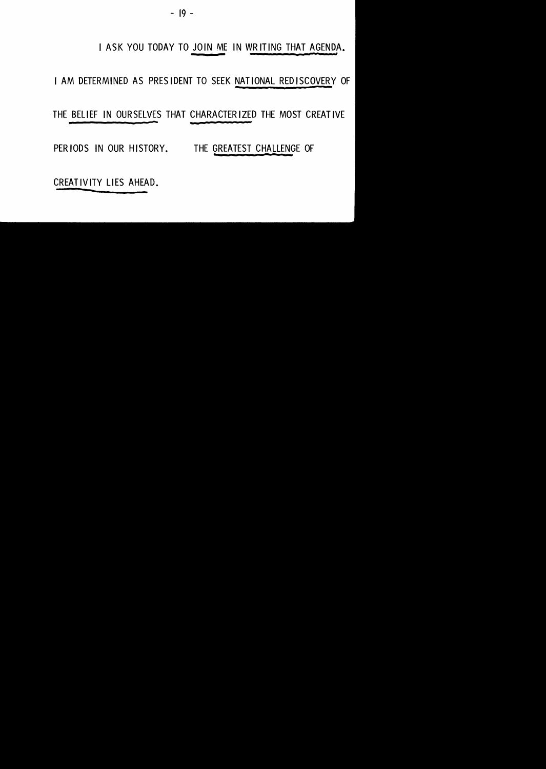I ASK YOU TODAY TO JOIN ME IN WRITING THAT AGENDA.

I AM DETERMINED AS PRESIDENT TO SEEK NATIONAL REDISCOVERY OF THE BELIEF IN OURSELVES THAT CHARACTERIZED THE MOST CREATIVE PERIODS IN OUR HISTORY. THE GREATEST CHALLENGE OF CREATIVITY LIES AHEAD.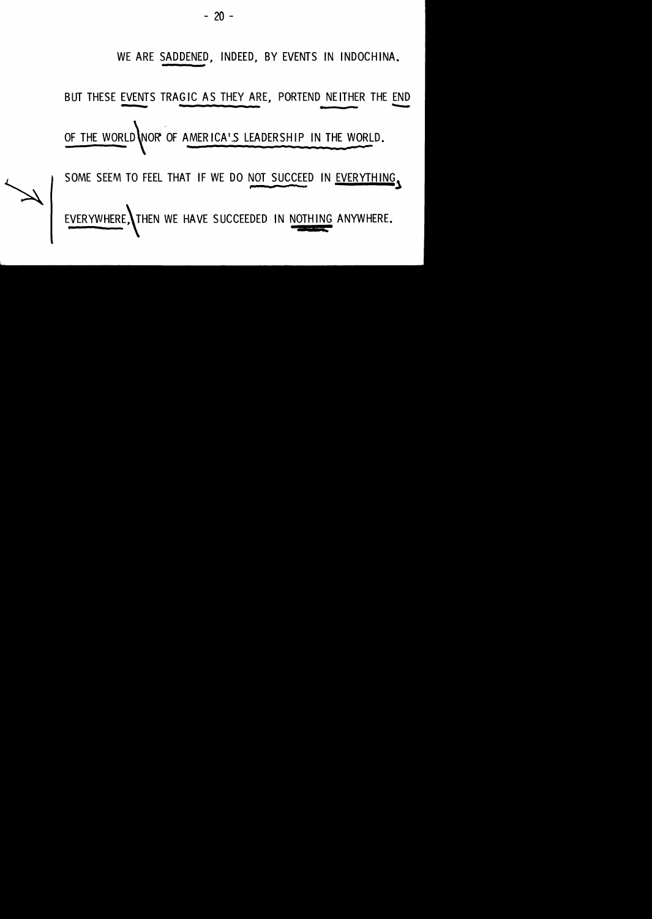WE ARE SADDENED, INDEED, BY EVENTS IN INDOCHINA.

BUT THESE EVENTS TRAGIC AS THEY ARE, PORTEND NEITHER THE END OF THE WORLD NOR OF AMERICA'S LEADERSHIP IN THE WORLD.

SOME SEEM TO FEEL THAT IF WE DO NOT SUCCEED IN EVERYTHING, EVERYWHERE, THEN WE HAVE SUCCEEDED IN NOTHING ANYWHERE.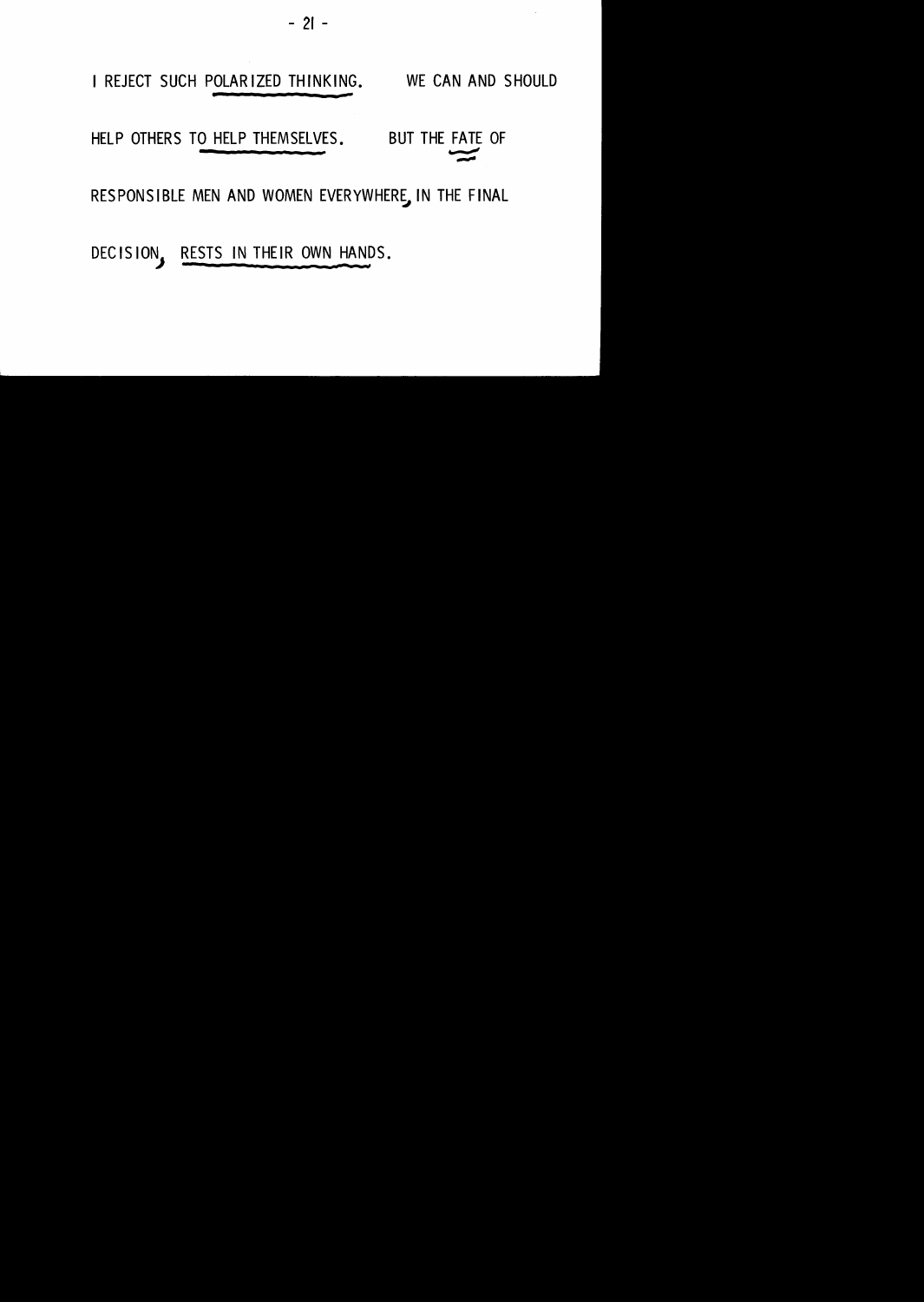I REJECT SUCH POLARIZED THINKING. WE CAN AND SHOULD HELP OTHERS TO HELP THEMSELVES. BUT THE FATE OF RESPONSIBLE MEN AND WOMEN EVERYWHERE, IN THE FINAL DECISION, RESTS IN THEIR OWN HANDS.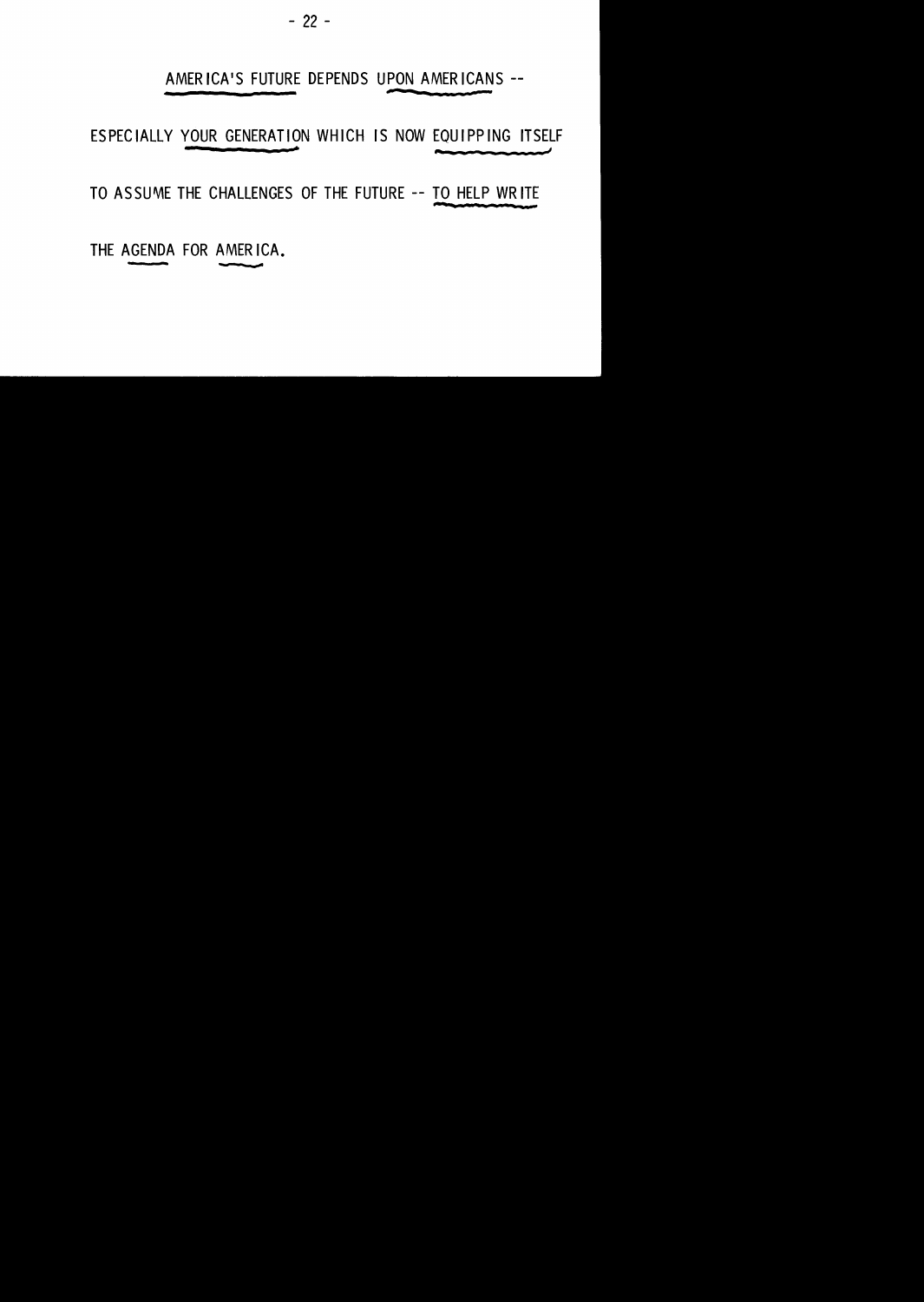AMERICA'S FUTURE DEPENDS UPON AMERICANS --

ESPECIALLY YOUR GENERATION WHICH IS NOW EQUIPPING ITSELF TO ASSUME THE CHALLENGES OF THE FUTURE -- TO HELP WRITE THE AGENDA FOR AMERICA.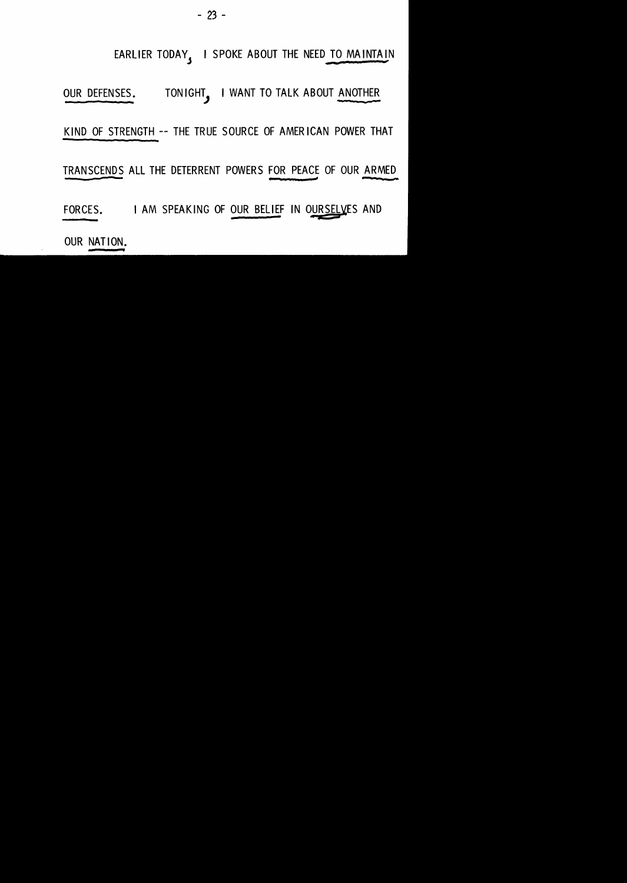EARLIER TODAY, I SPOKE ABOUT THE NEED TO MAINTAIN OUR DEFENSES. TONIGHT, I WANT TO TALK ABOUT ANOTHER KIND OF STRENGTH -- THE TRUE SOURCE OF AMERICAN POWER THAT TRANSCENDS ALL THE DETERRENT POWERS FOR PEACE OF OUR ARMED FORCES. I AM SPEAKING OF OUR BELIEF IN OURSELVES AND OUR NATION.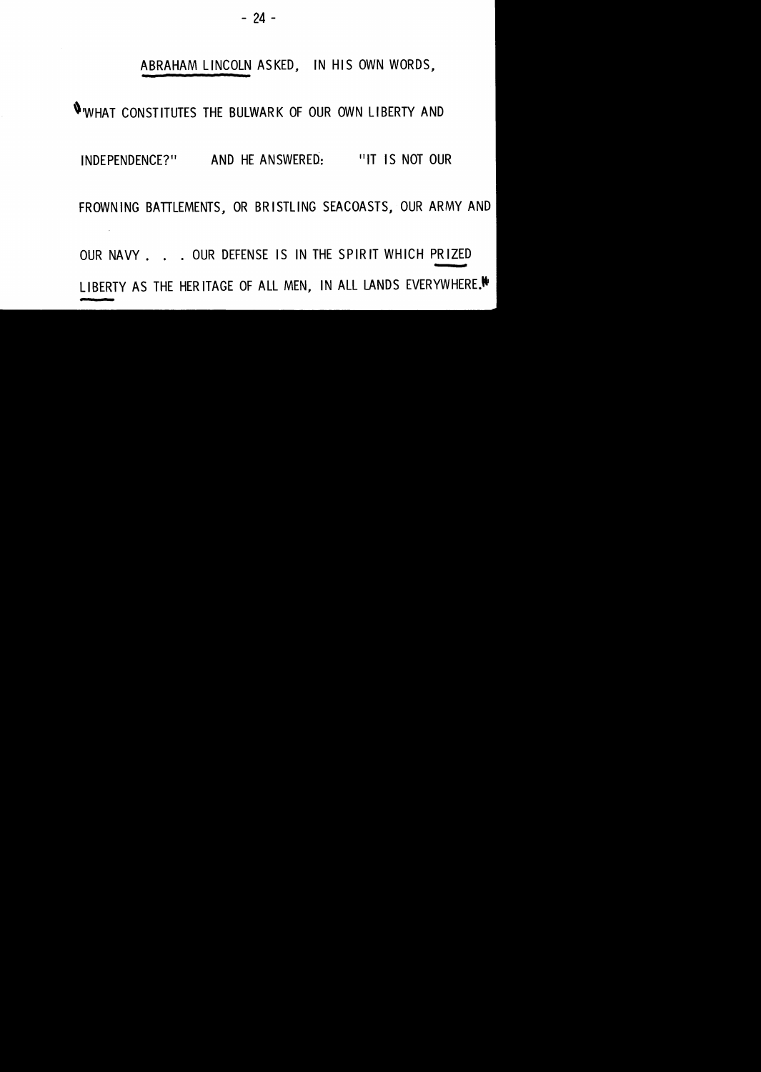ABRAHAM LINCOLN ASKED, IN HIS OWN WORDS,

"WHAT CONSTITUTES THE BULWARK OF OUR OWN LIBERTY AND INDEPENDENCE?" AND HE ANSWERED: "IT IS NOT OUR FROWNING BATTLEMENTS, OR BRISTLING SEACOASTS, OUR ARMY AND OUR NAVY . . . OUR DEFENSE IS IN THE SPIRIT WHICH PRIZED LIBERTY AS THE HERITAGE OF ALL MEN, IN ALL LANDS EVERYWHERE."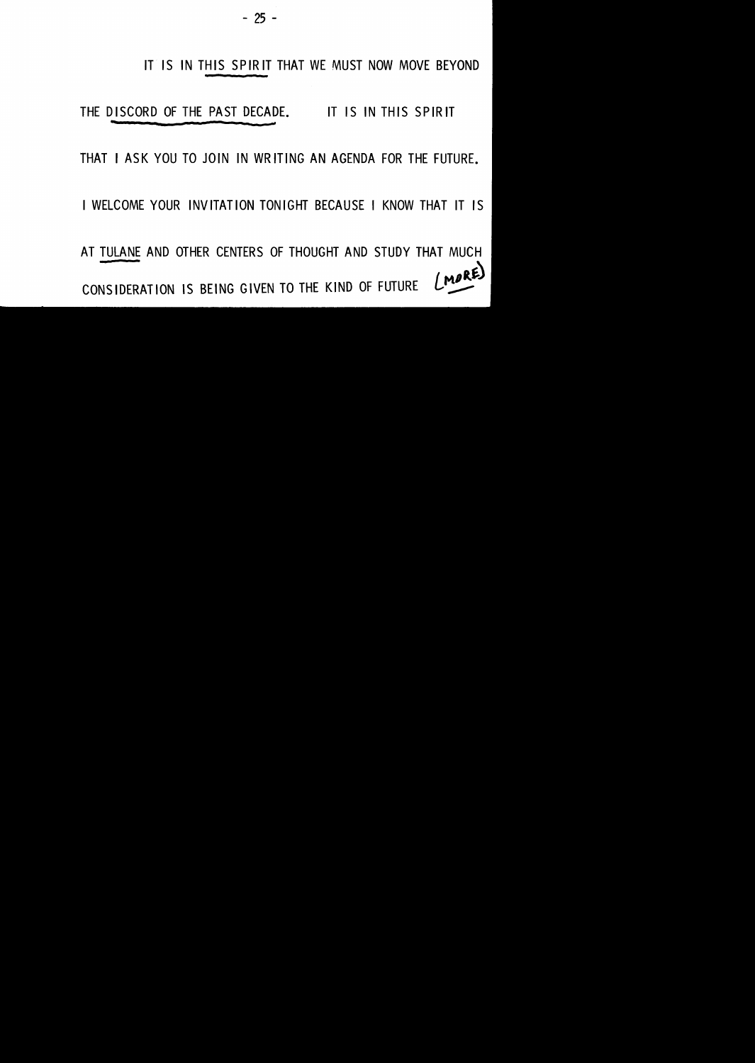IT IS IN THIS SPIRIT THAT WE MUST NOW MOVE BEYOND THE DISCORD OF THE PAST DECADE. IT IS IN THIS SPIRIT THAT I ASK YOU TO JOIN IN WRITING AN AGENDA FOR THE FUTURE.

I WELCOME YOUR INVITATION TONIGHT BECAUSE I KNOW THAT IT IS AT TULANE AND OTHER CENTERS OF THOUGHT AND STUDY THAT MUCH CONSIDERATION IS BEING GIVEN TO THE KIND OF FUTURE (MORE)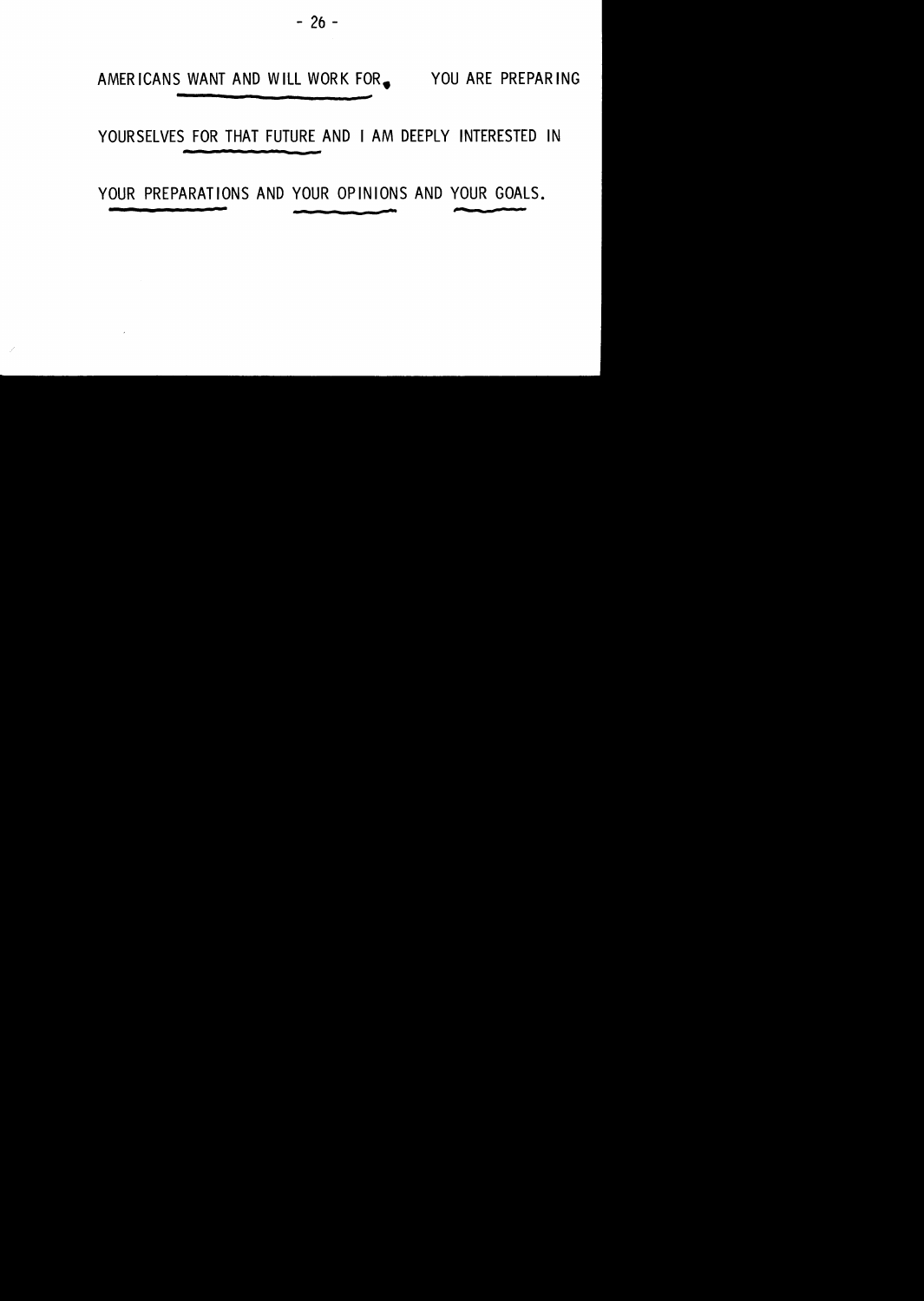AMERICANS WANT AND WILL WORK FOR. YOU ARE PREPARING YOURSELVES FOR THAT FUTURE AND I AM DEEPLY INTERESTED IN YOUR PREPARATIONS AND YOUR OPINIONS AND YOUR GOALS.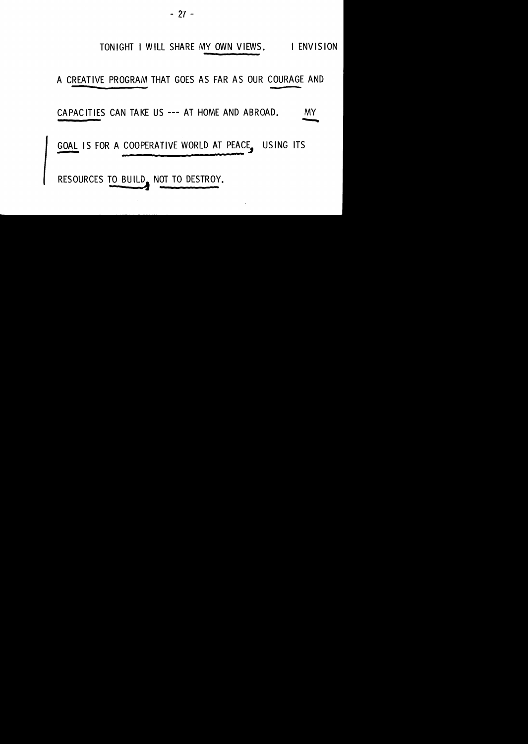TONIGHT I WILL SHARE MY OWN VIEWS. I ENVISION A CREATIVE PROGRAM THAT GOES AS FAR AS OUR COURAGE AND CAPACITIES CAN TAKE US --- AT HOME AND ABROAD. MY GOAL IS FOR A COOPERATIVE WORLD AT PEACE, USING ITS RESOURCES TO BUILD, NOT TO DESTROY.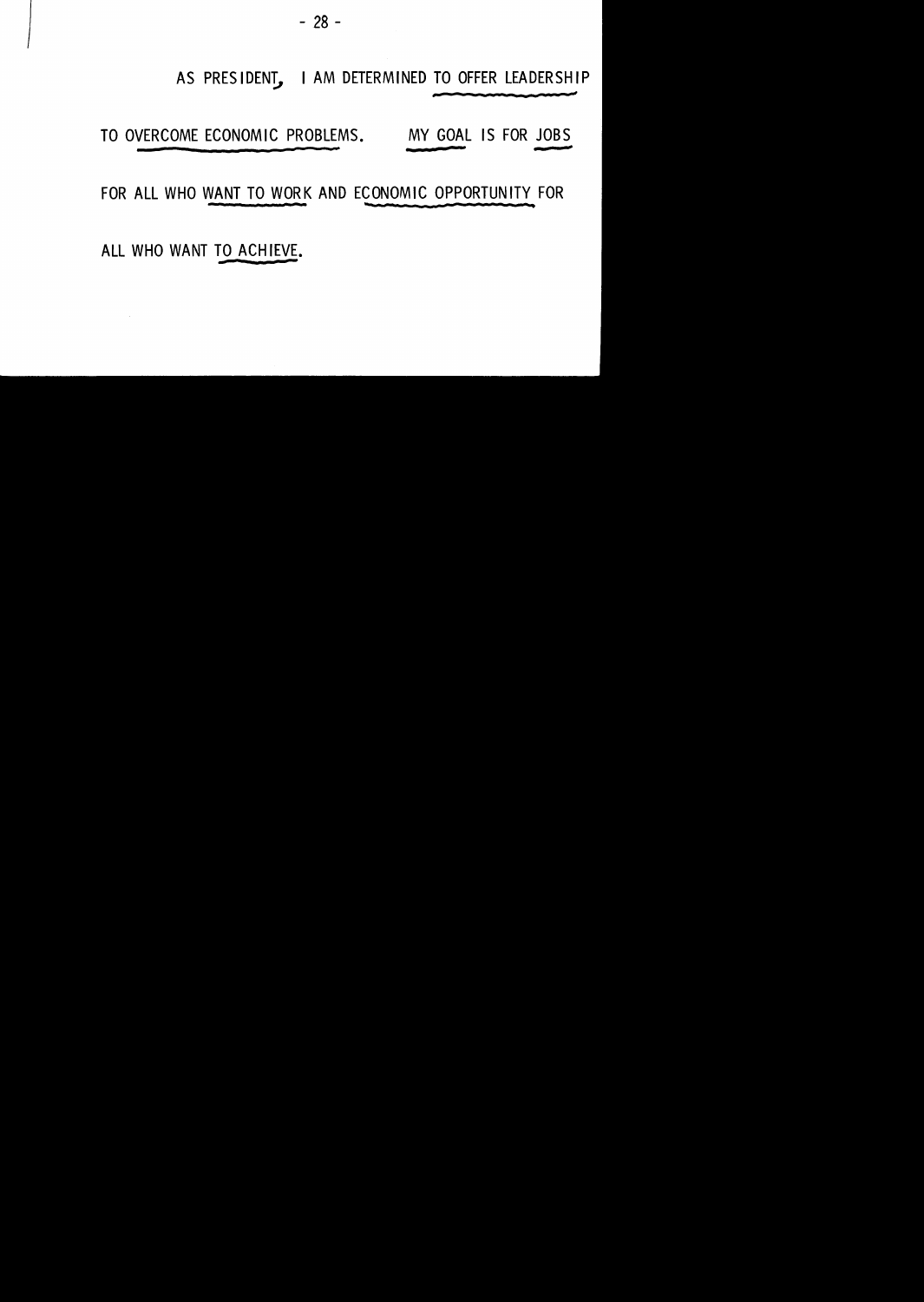AS PRESIDENT, I AM DETERMINED TO OFFER LEADERSHIP TO OVERCOME ECONOMIC PROBLEMS. MY GOAL IS FOR JOBS FOR ALL WHO WANT TO WORK AND ECONOMIC OPPORTUNITY FOR ALL WHO WANT TO ACHIEVE.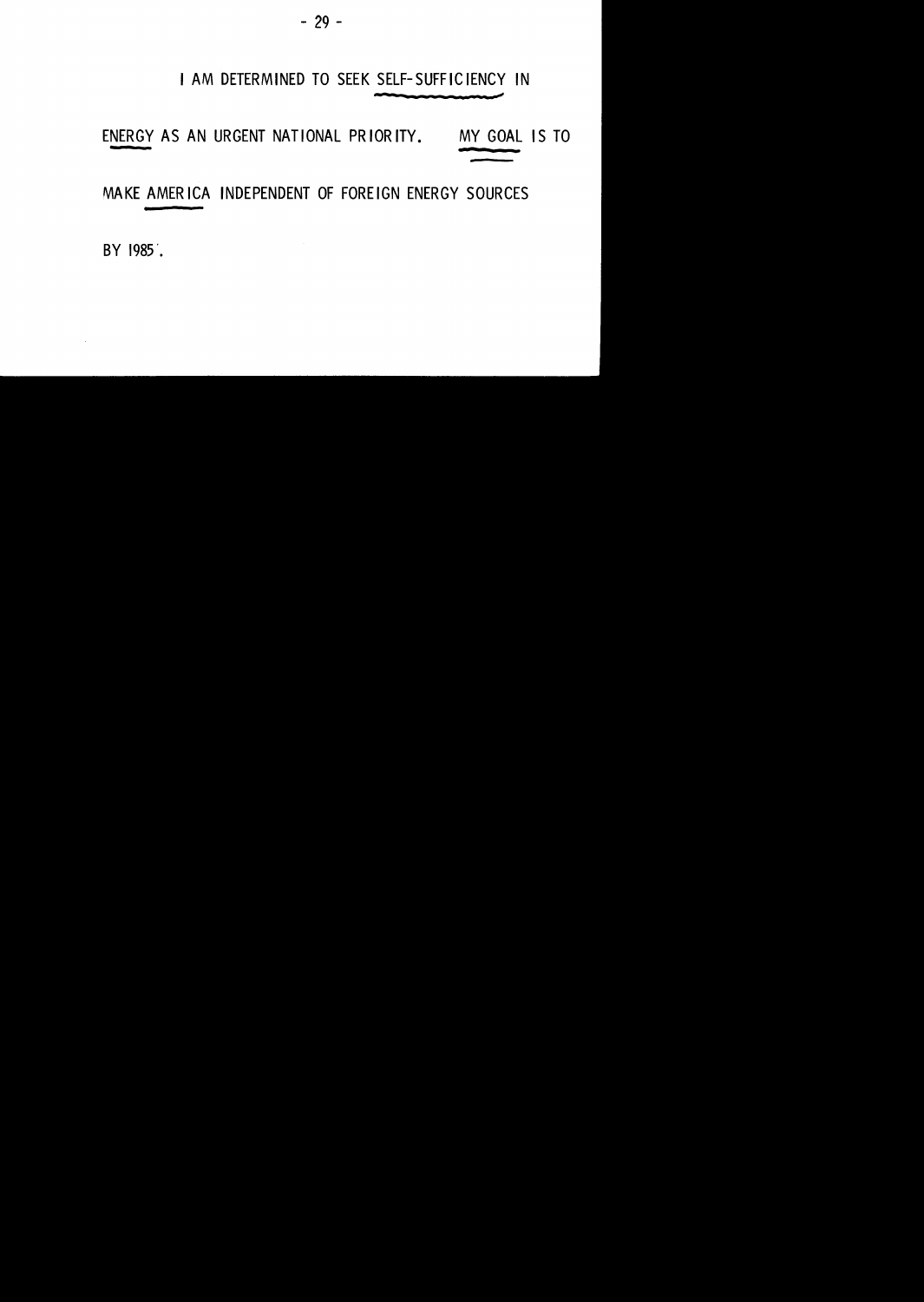I AM DETERMINED TO SEEK SELF-SUFFICIENCY IN ENERGY AS AN URGENT NATIONAL PRIORITY. MY GOAL IS TO MAKE AMERICA INDEPENDENT OF FOREIGN ENERGY SOURCES BY 1985.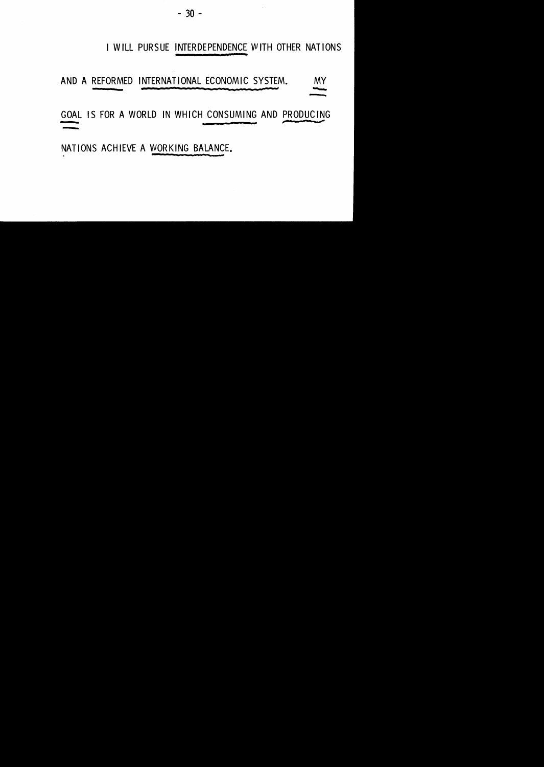I WILL PURSUE INTERDEPENDENCE WITH OTHER NATIONS AND A REFORMED INTERNATIONAL ECONOMIC SYSTEM. MY GOAL IS FOR A WORLD IN WHICH CONSUMING AND PRODUCING NATIONS ACHIEVE A WORKING BALANCE.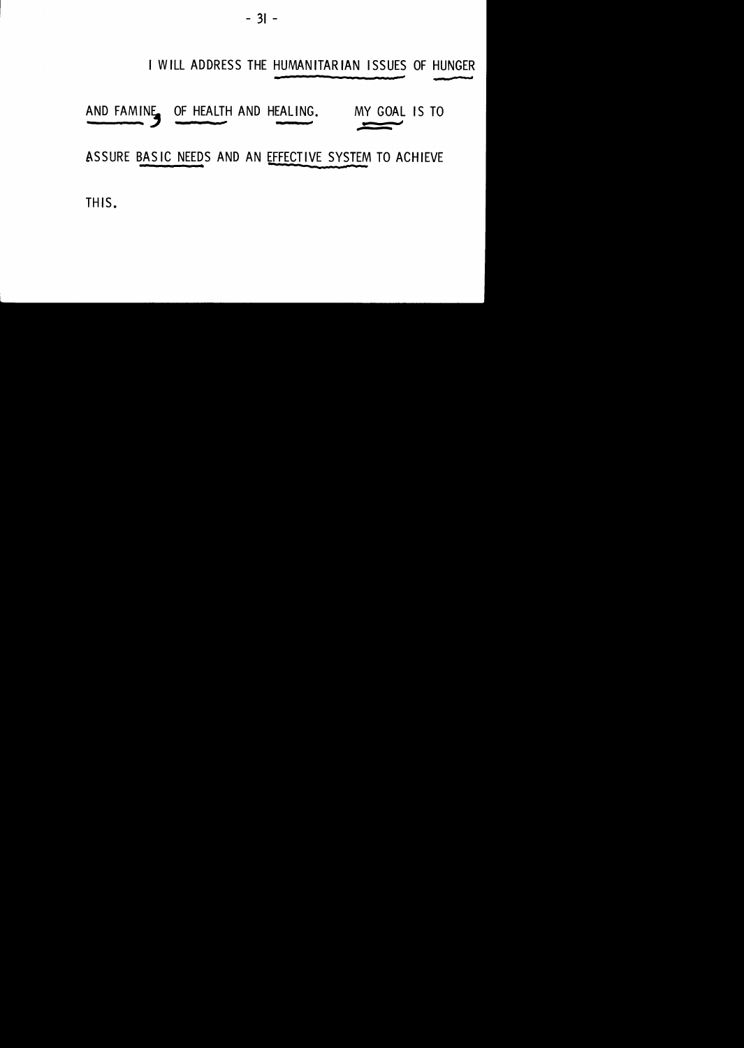I WILL ADDRESS THE HUMANITARIAN ISSUES OF HUNGER AND FAMINE, OF HEALTH AND HEALING. MY GOAL IS TO ASSURE BASIC NEEDS AND AN EFFECTIVE SYSTEM TO ACHIEVE THIS.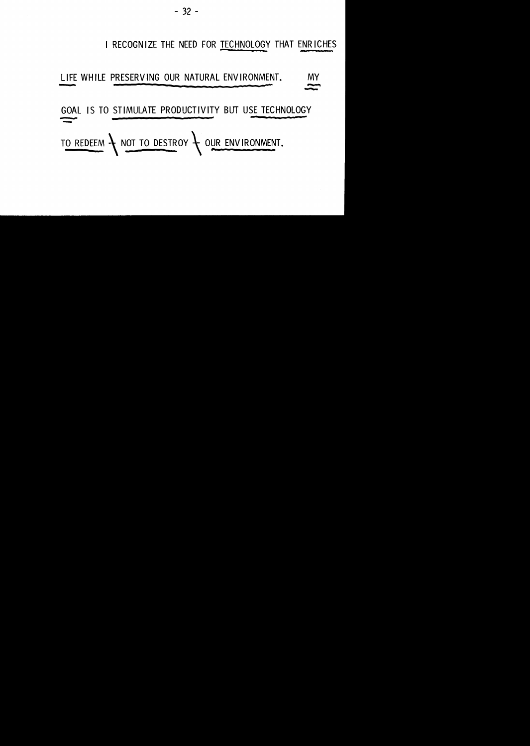I RECOGNIZE THE NEED FOR TECHNOLOGY THAT ENRICHES LIFE WHILE PRESERVING OUR NATURAL ENVIRONMENT. MY GOAL IS TO STIMULATE PRODUCTIVITY BUT USE TECHNOLOGY TO REDEEM -- NOT TO DESTROY -- OUR ENVIRONMENT.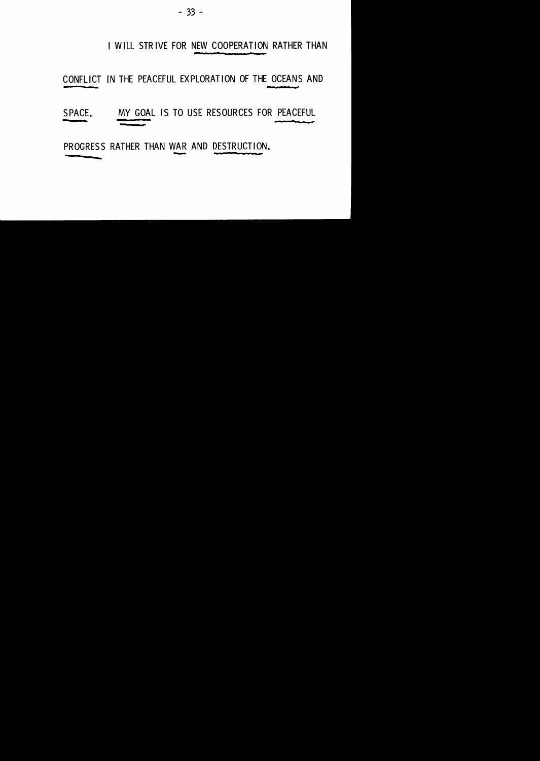I WILL STRIVE FOR NEW COOPERATION RATHER THAN CONFLICT IN THE PEACEFUL EXPLORATION OF THE OCEANS AND SPACE. MY GOAL IS TO USE RESOURCES FOR PEACEFUL PROGRESS RATHER THAN WAR AND DESTRUCTION.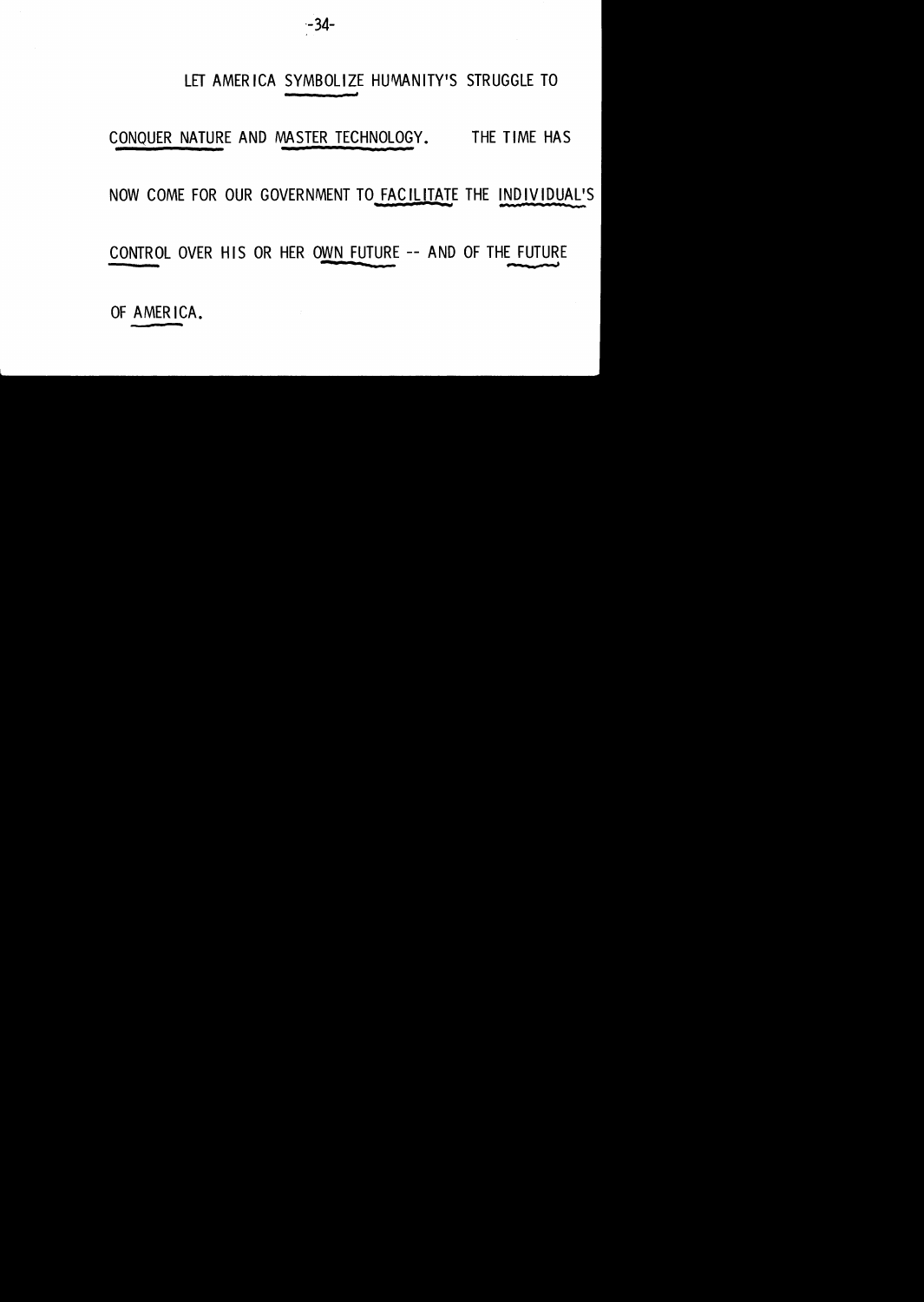LET AMERICA SYMBOLIZE HUMANITY'S STRUGGLE TO CONQUER NATURE AND MASTER TECHNOLOGY. THE TIME HAS NOW COME FOR OUR GOVERNMENT TO FACILITATE THE INDIVIDUAL'S CONTROL OVER HIS OR HER OWN FUTURE -- AND OF THE FUTURE OF AMERICA.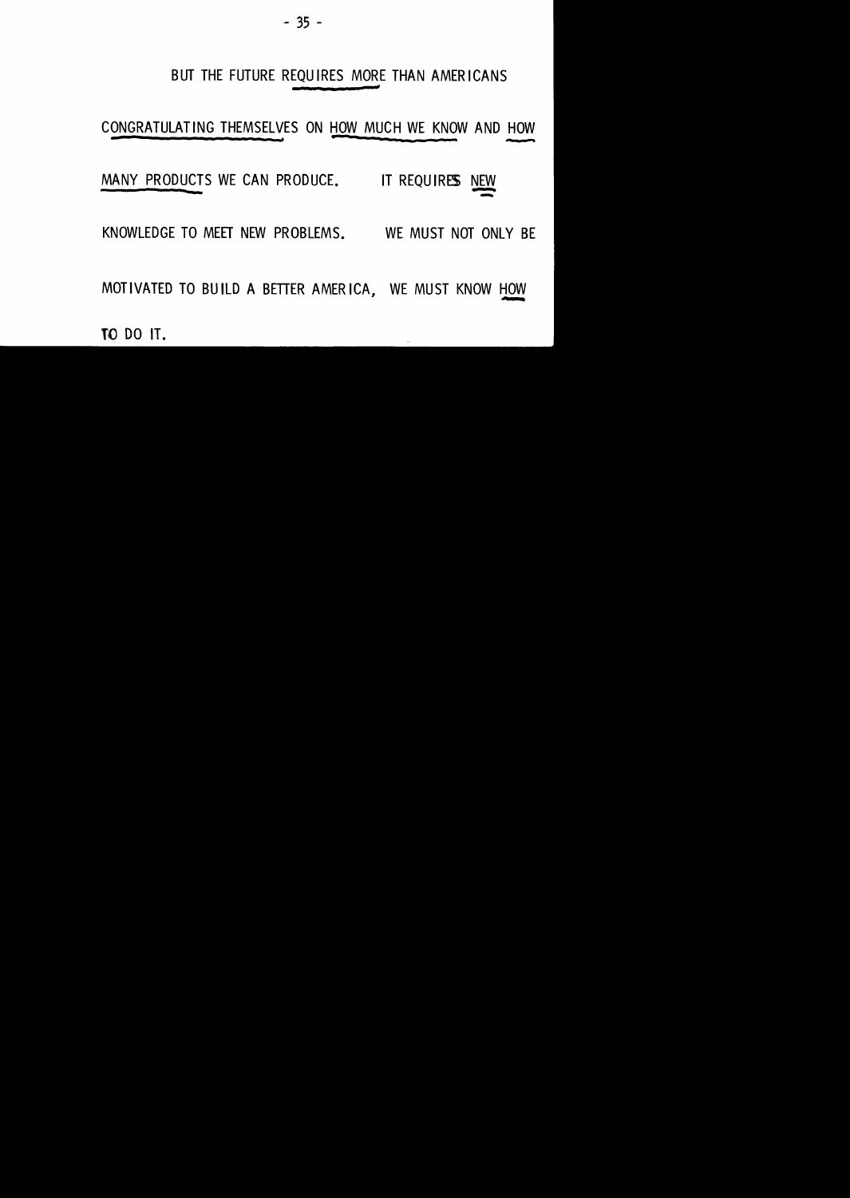BUT THE FUTURE REQUIRES MORE THAN AMERICANS CONGRATULATING THEMSELVES ON HOW MUCH WE KNOW AND HOW MANY PRODUCTS WE CAN PRODUCE. IT REQUIRES NEW KNOWLEDGE TO MEET NEW PROBLEMS. WE MUST NOT ONLY BE MOTIVATED TO BUILD A BETTER AMERICA, WE MUST KNOW HOW TO DO IT.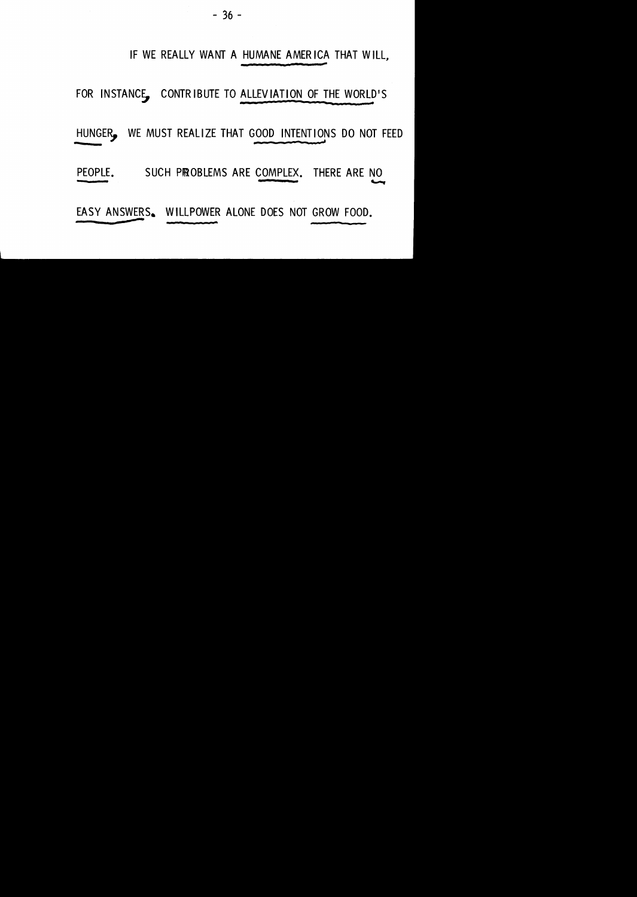IF WE REALLY WANT A HUMANE AMERICA THAT WILL, FOR INSTANCE, CONTRIBUTE TO ALLEVIATION OF THE WORLD'S HUNGER, WE MUST REALIZE THAT GOOD INTENTIONS DO NOT FEED PEOPLE. SUCH PROBLEMS ARE COMPLEX. THERE ARE NO EASY ANSWERS. WILLPOWER ALONE DOES NOT GROW FOOD.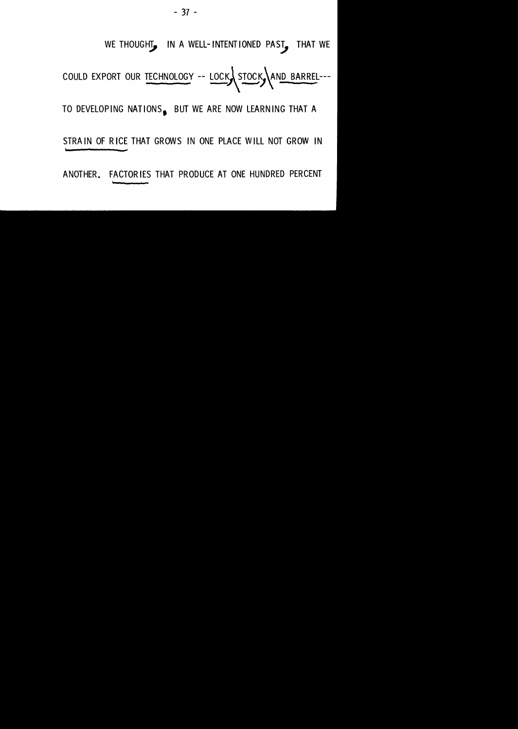WE THOUGHT, IN A WELL-INTENTIONED PAST, THAT WE COULD EXPORT OUR TECHNOLOGY -- LOCK, STOCK, AND BARREL--- TO DEVELOPING NATIONS. BUT WE ARE NOW LEARNING THAT A STRAIN OF RICE THAT GROWS IN ONE PLACE WILL NOT GROW IN ANOTHER. FACTORIES THAT PRODUCE AT ONE HUNDRED PERCENT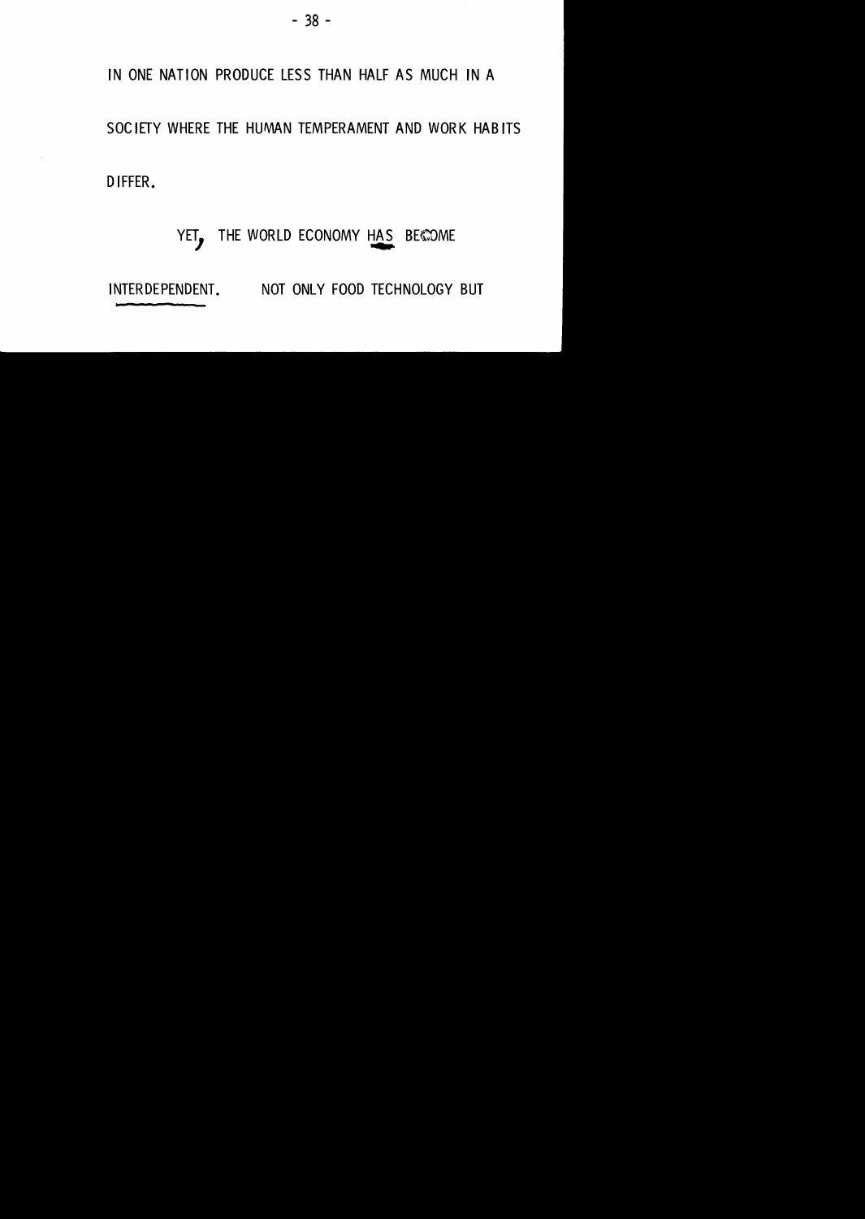IN ONE NATION PRODUCE LESS THAN HALF AS MUCH IN A SOCIETY WHERE THE HUMAN TEMPERAMENT AND WORK HABITS DIFFER.

YET, THE WORLD ECONOMY HAS BECOME INTERDEPENDENT. NOT ONLY FOOD TECHNOLOGY BUT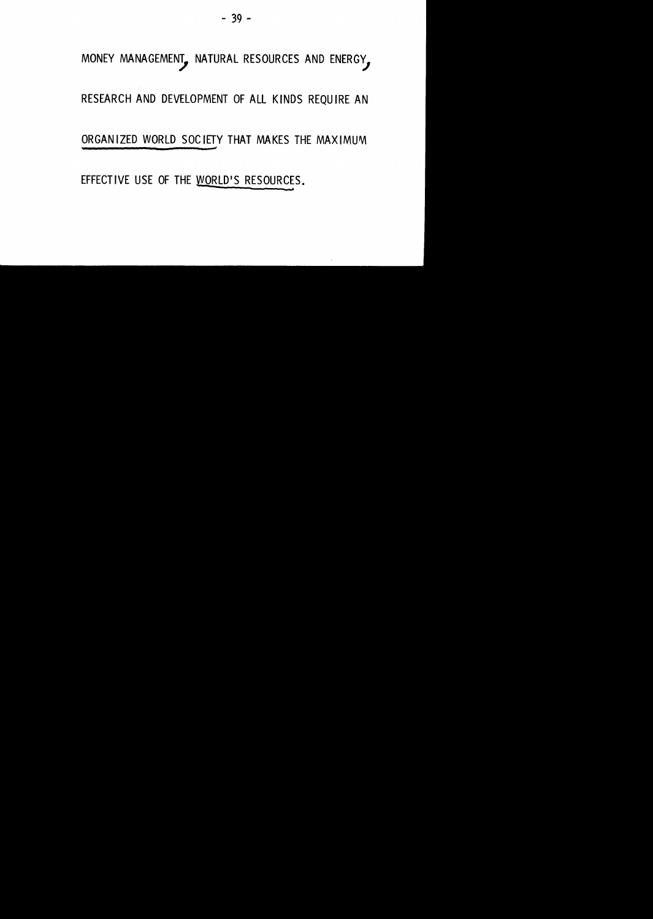MONEY MANAGEMENT, NATURAL RESOURCES AND ENERGY, RESEARCH AND DEVELOPMENT OF ALL KINDS REQUIRE AN <u>ORGANIZED WORLD SOCIETY</u> THAT MAKES THE MAXIMUM EFFECTIVE USE OF THE <u>WORLD'S RESOURCES</u>.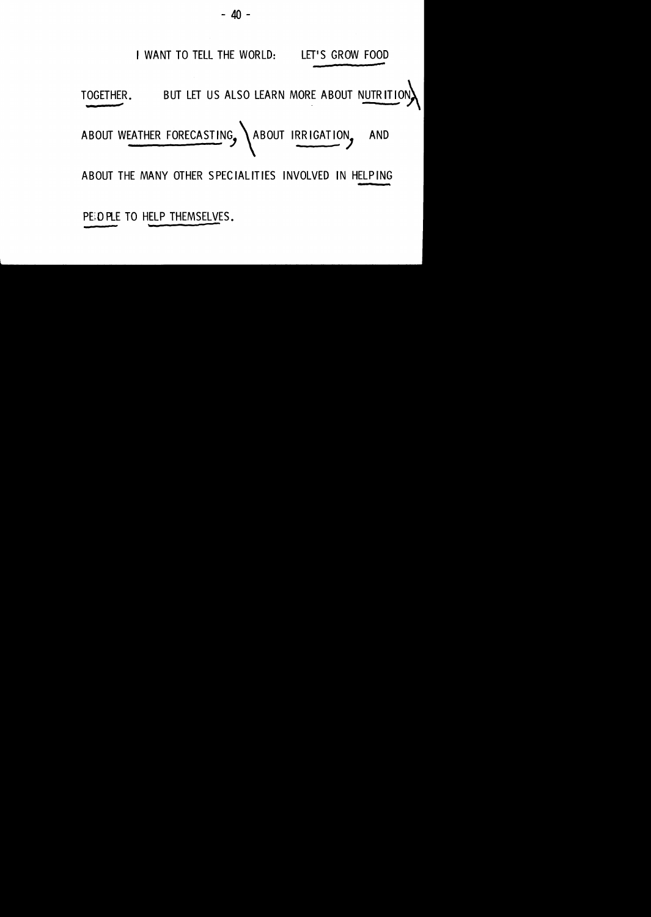I WANT TO TELL THE WORLD: LET'S GROW FOOD TOGETHER. BUT LET US ALSO LEARN MORE ABOUT NUTRITION, ABOUT WEATHER FORECASTING, ABOUT IRRIGATION, AND ABOUT THE MANY OTHER SPECIALITIES INVOLVED IN HELPING PEOPLE TO HELP THEMSELVES.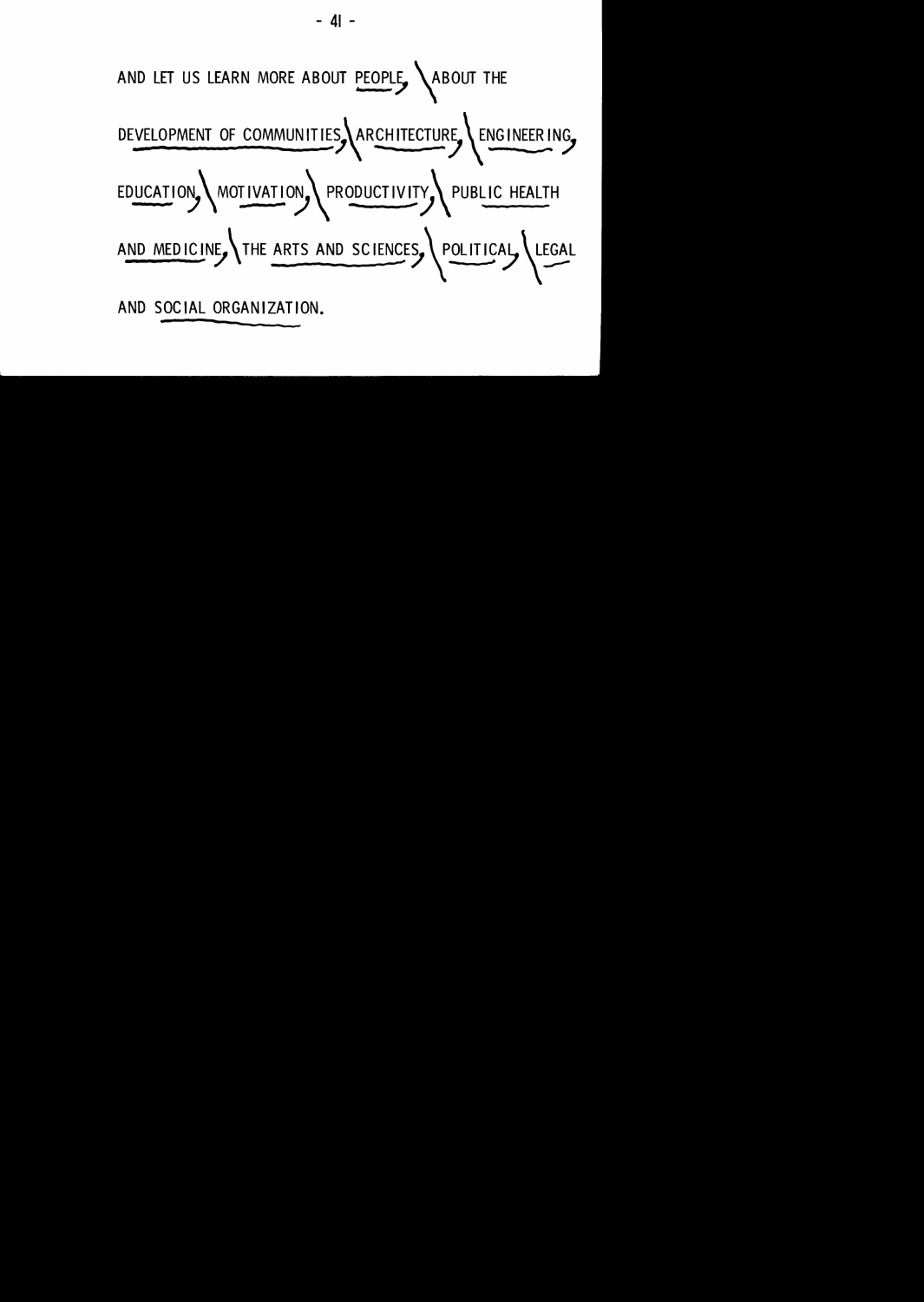AND LET US LEARN MORE ABOUT PEOPLE, ABOUT THE DEVELOPMENT OF COMMUNITIES, ARCHITECTURE, ENGINEERING, EDUCATION, MOTIVATION, PRODUCTIVITY, PUBLIC HEALTH AND MEDICINE, THE ARTS AND SCIENCES, POLITICAL, LEGAL AND SOCIAL ORGANIZATION.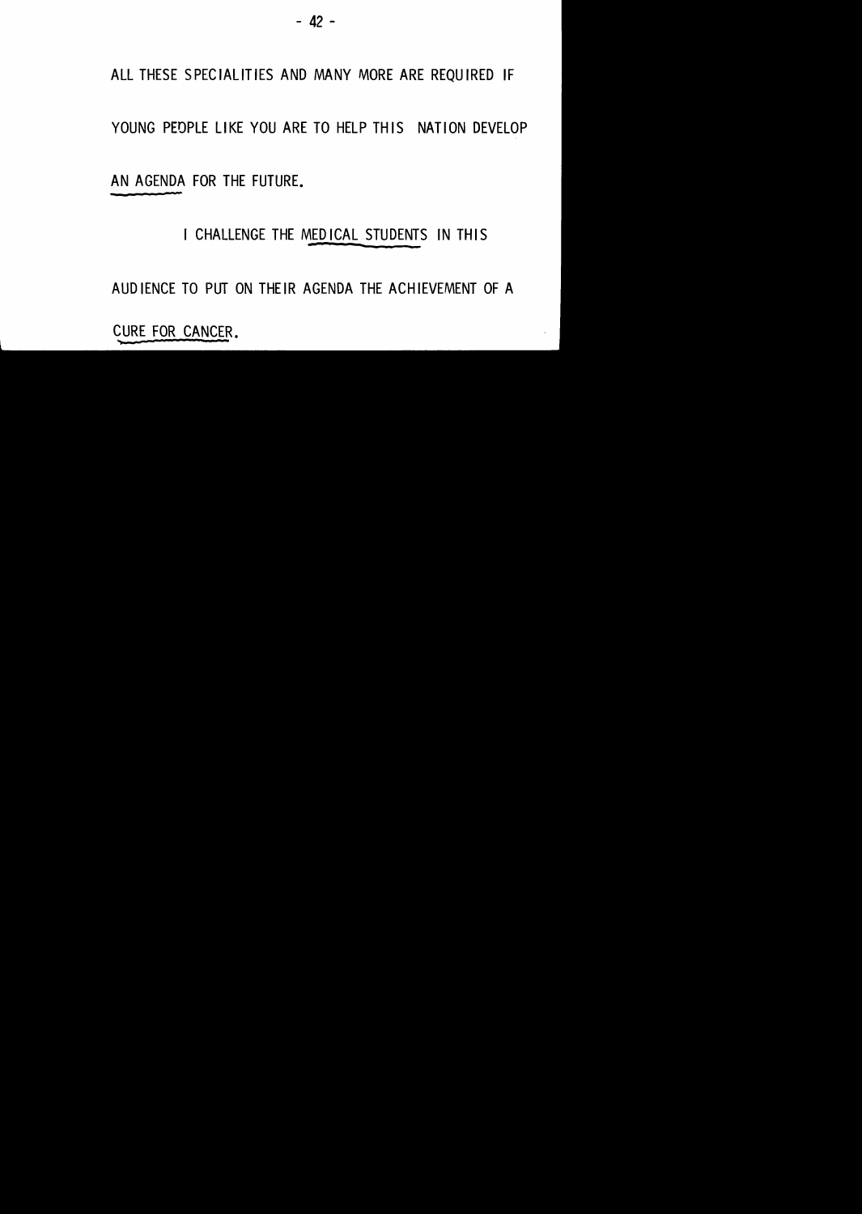ALL THESE SPECIALITIES AND MANY MORE ARE REQUIRED IF YOUNG PEOPLE LIKE YOU ARE TO HELP THIS NATION DEVELOP AN AGENDA FOR THE FUTURE.

I CHALLENGE THE MEDICAL STUDENTS IN THIS AUDIENCE TO PUT ON THEIR AGENDA THE ACHIEVEMENT OF A CURE FOR CANCER.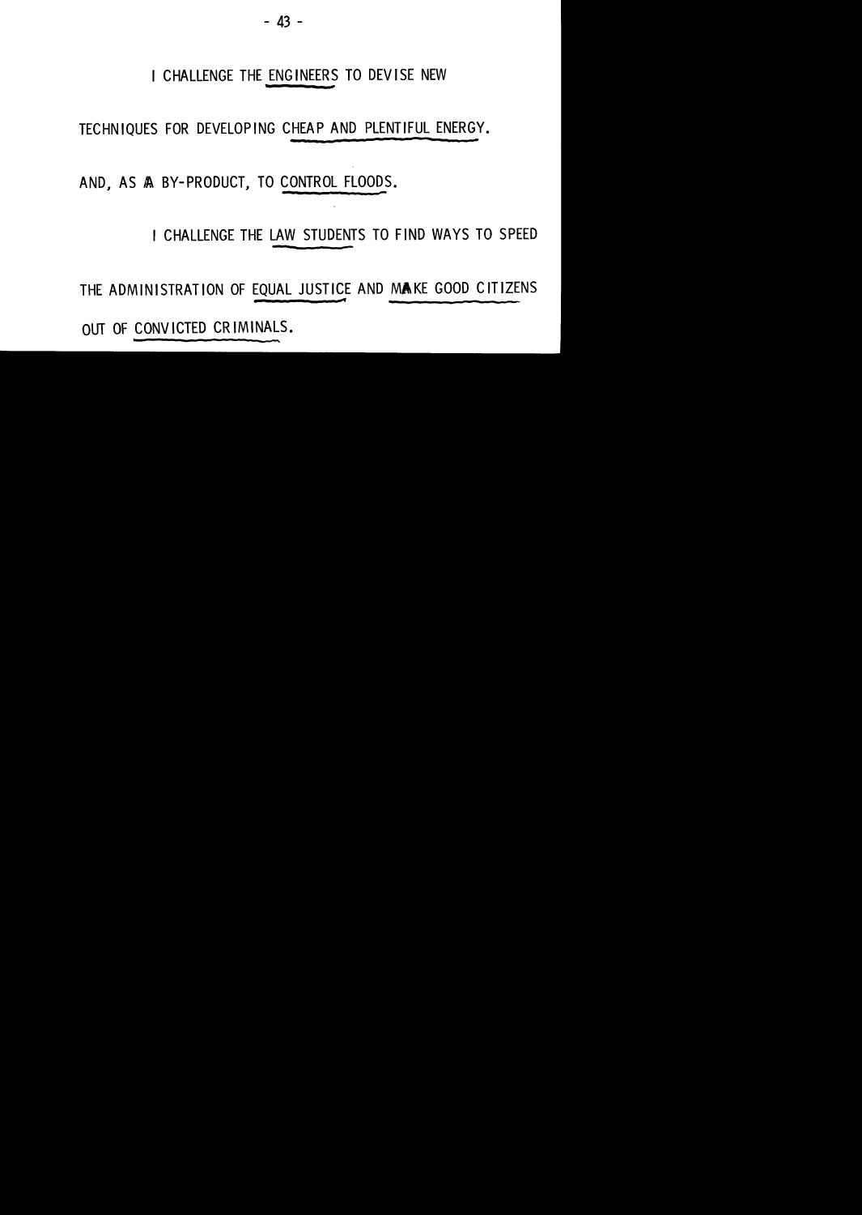I CHALLENGE THE ENGINEERS TO DEVISE NEW TECHNIQUES FOR DEVELOPING CHEAP AND PLENTIFUL ENERGY. AND, AS A BY-PRODUCT, TO CONTROL FLOODS.

I CHALLENGE THE LAW STUDENTS TO FIND WAYS TO SPEED THE ADMINISTRATION OF EQUAL JUSTICE AND MAKE GOOD CITIZENS OUT OF CONVICTED CRIMINALS.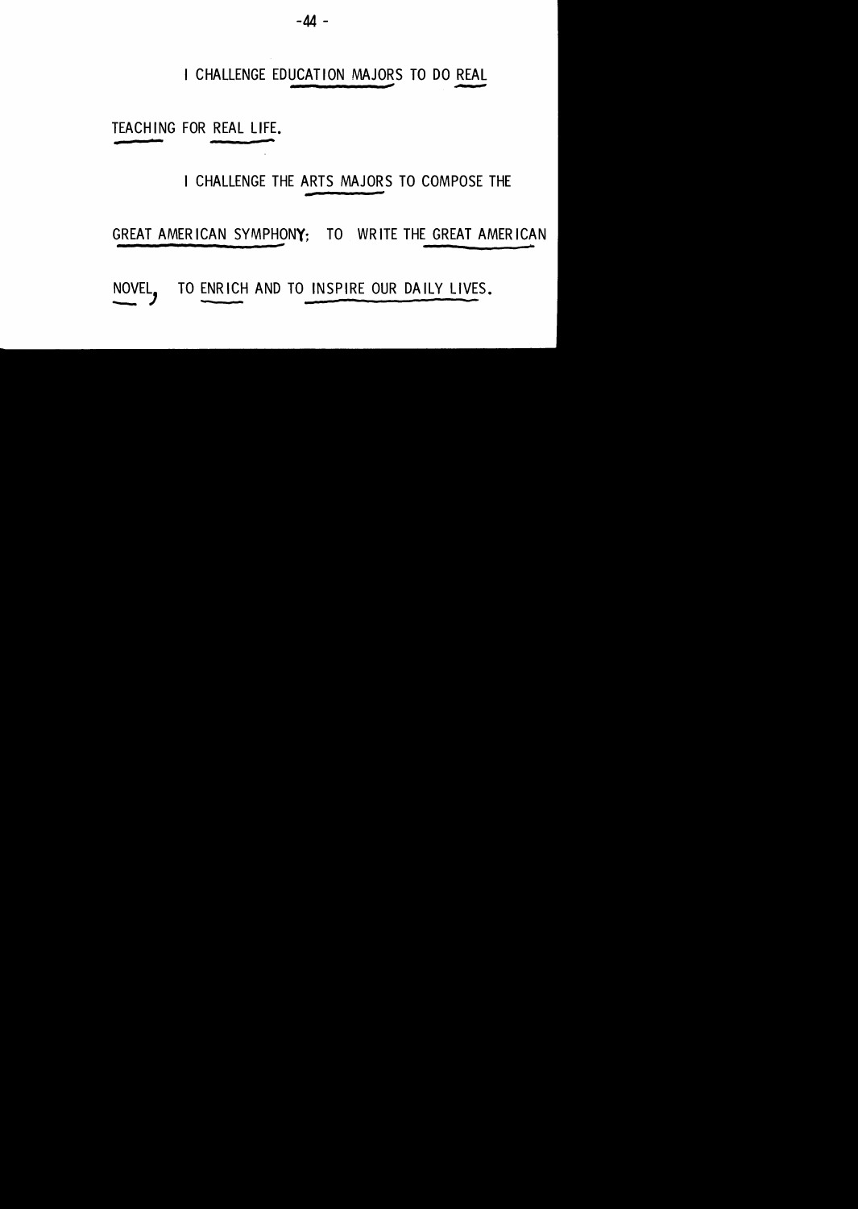I CHALLENGE EDUCATION MAJORS TO DO REAL TEACHING FOR REAL LIFE.

I CHALLENGE THE ARTS MAJORS TO COMPOSE THE GREAT AMERICAN SYMPHONY; TO WRITE THE GREAT AMERICAN NOVEL, TO ENRICH AND TO INSPIRE OUR DAILY LIVES.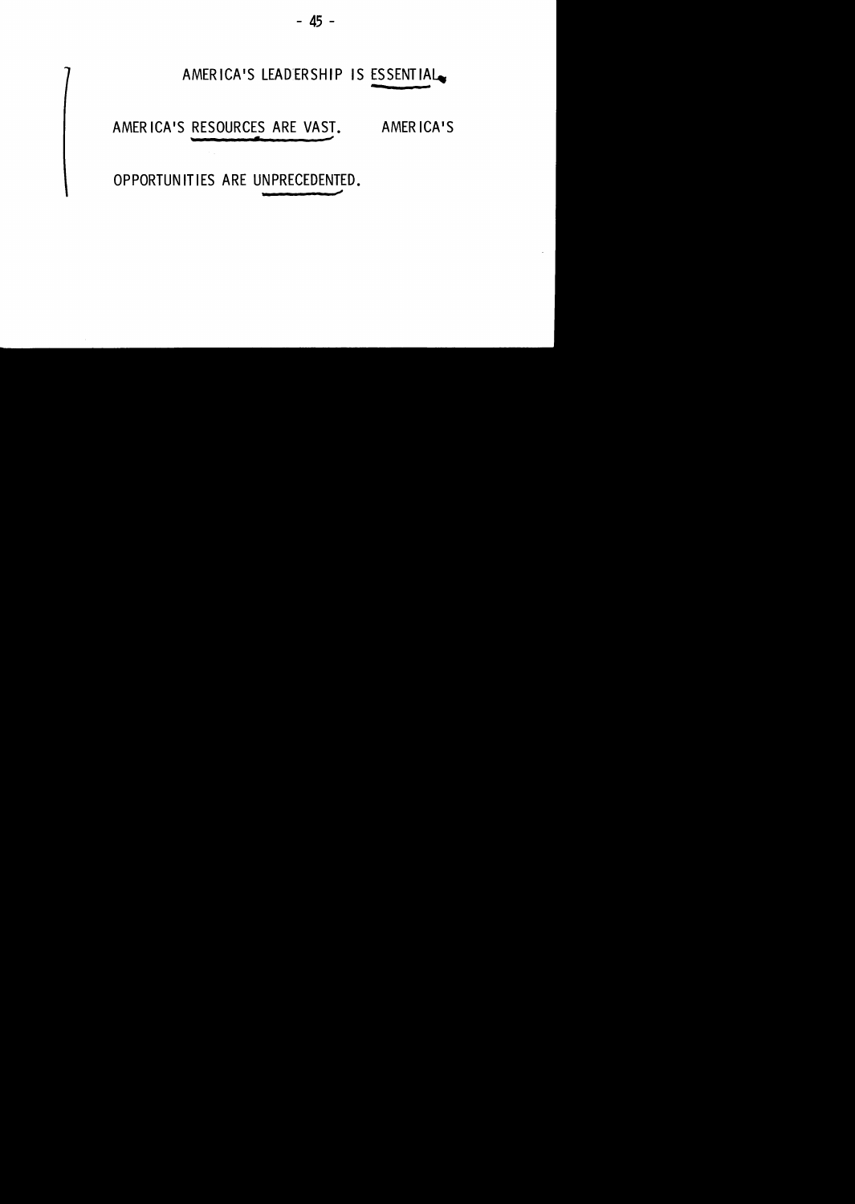AMERICA'S LEADERSHIP IS ESSENTIAL.

AMERICA'S RESOURCES ARE VAST. AMERICA'S OPPORTUNITIES ARE UNPRECEDENTED.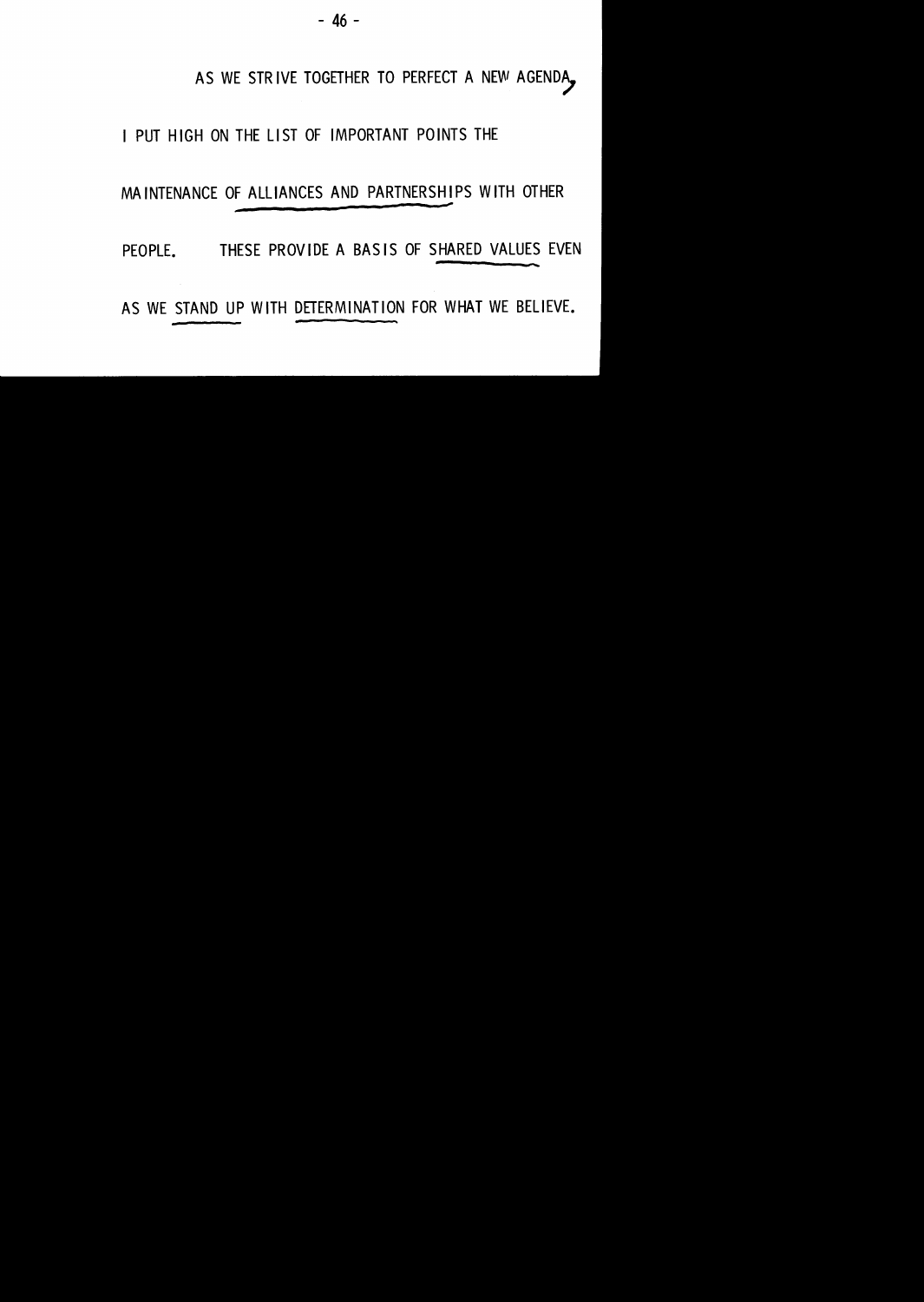AS WE STRIVE TOGETHER TO PERFECT A NEW AGENDA,
I PUT HIGH ON THE LIST OF IMPORTANT POINTS THE
MAINTENANCE OF ALLIANCES AND PARTNERSHIPS WITH OTHER
PEOPLE. THESE PROVIDE A BASIS OF SHARED VALUES EVEN
AS WE STAND UP WITH DETERMINATION FOR WHAT WE BELIEVE.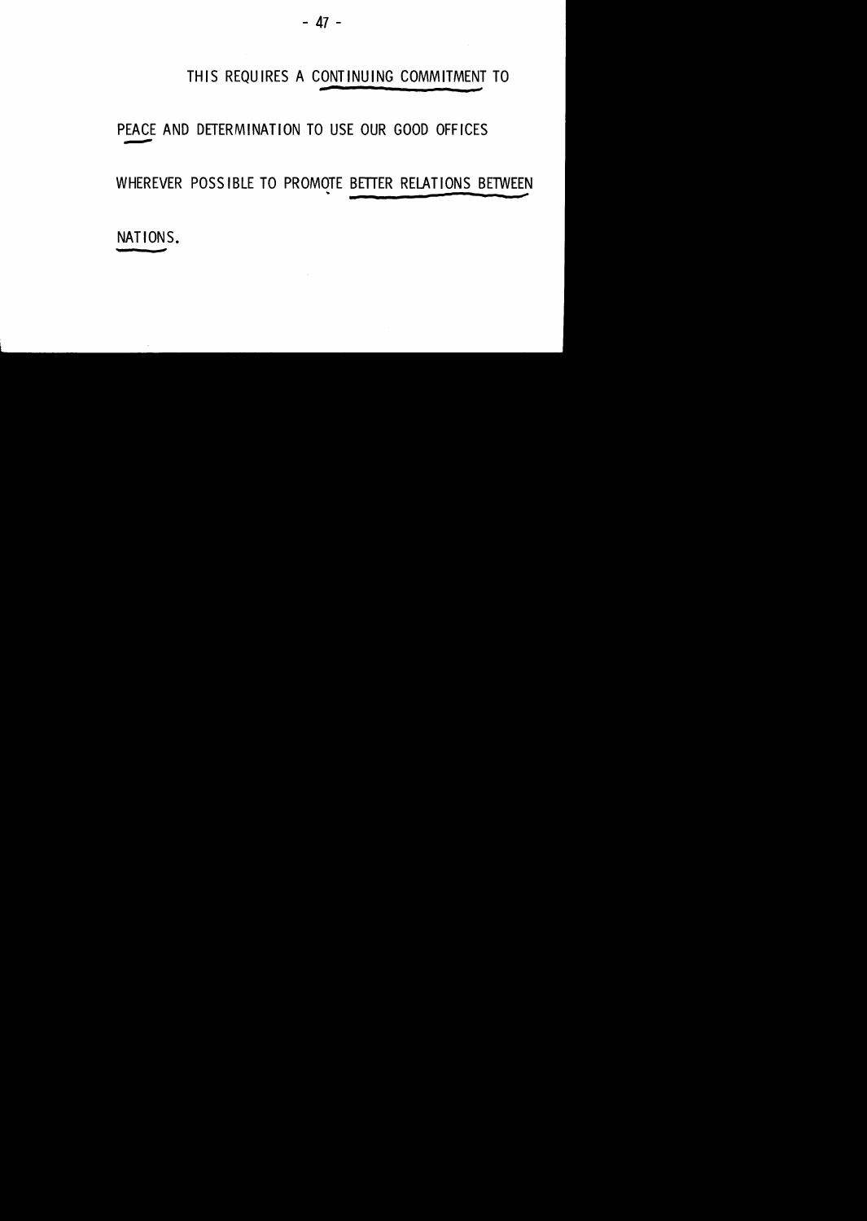THIS REQUIRES A CONTINUING COMMITMENT TO PEACE AND DETERMINATION TO USE OUR GOOD OFFICES WHEREVER POSSIBLE TO PROMOTE BETTER RELATIONS BETWEEN NATIONS.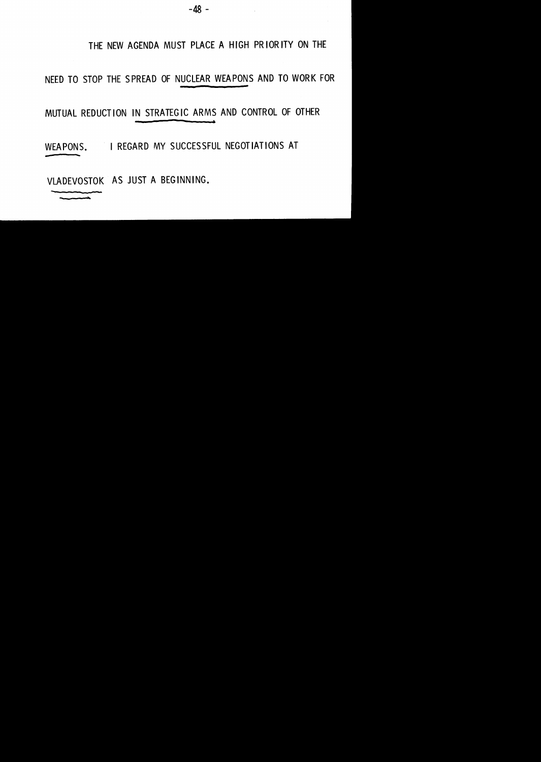THE NEW AGENDA MUST PLACE A HIGH PRIORITY ON THE NEED TO STOP THE SPREAD OF NUCLEAR WEAPONS AND TO WORK FOR MUTUAL REDUCTION IN STRATEGIC ARMS AND CONTROL OF OTHER WEAPONS. I REGARD MY SUCCESSFUL NEGOTIATIONS AT VLADEVOSTOK AS JUST A BEGINNING.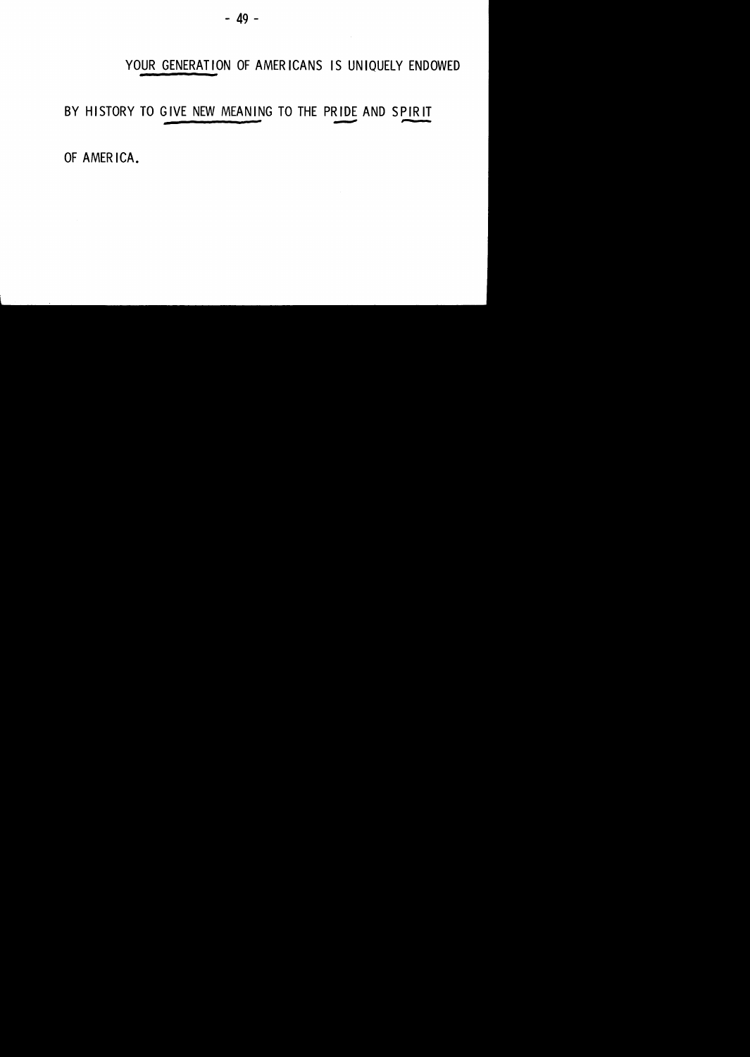YOUR GENERATION OF AMERICANS IS UNIQUELY ENDOWED BY HISTORY TO GIVE NEW MEANING TO THE PRIDE AND SPIRIT OF AMERICA.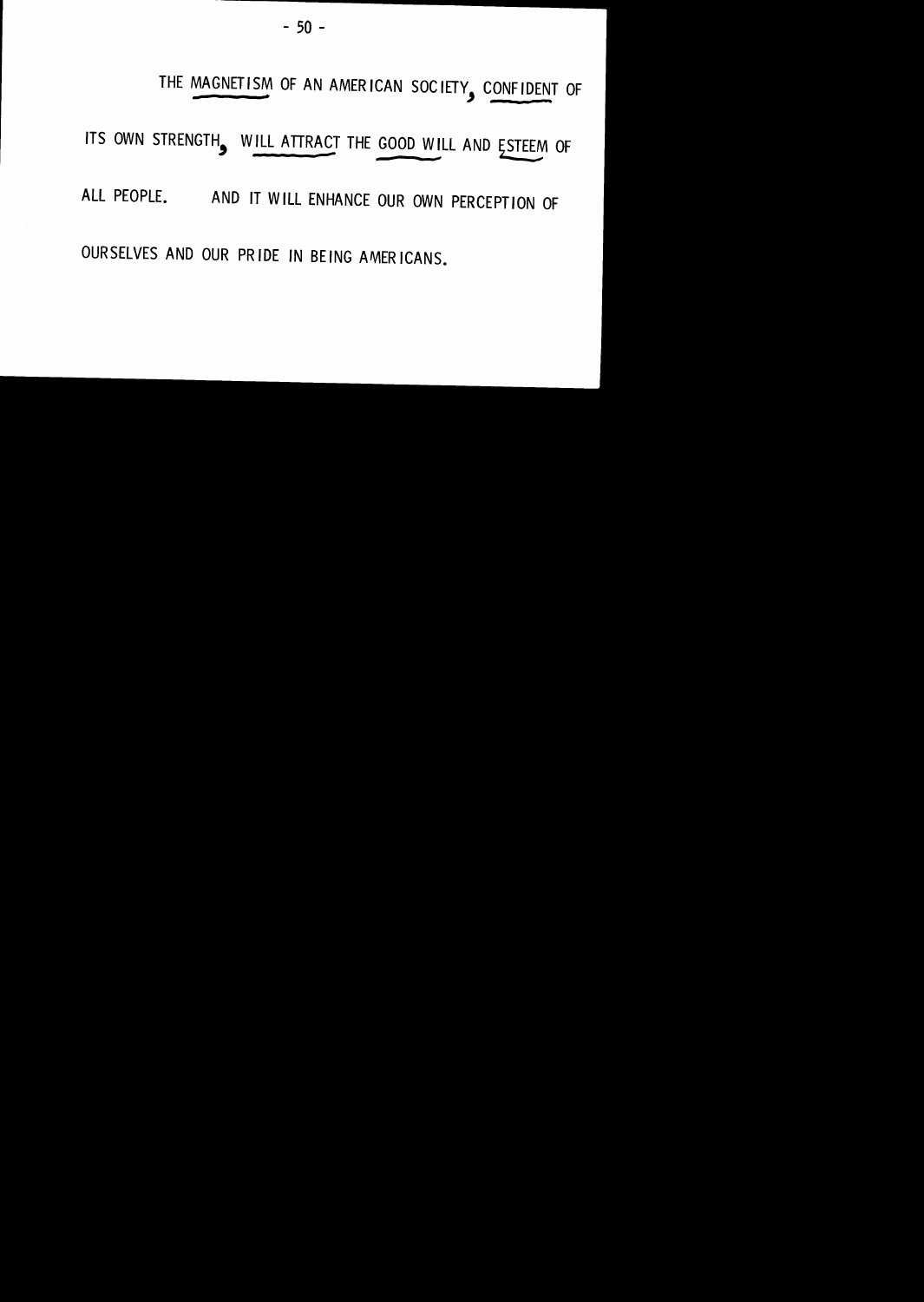THE MAGNETISM OF AN AMERICAN SOCIETY, CONFIDENT OF ITS OWN STRENGTH, WILL ATTRACT THE GOOD WILL AND ESTEEM OF ALL PEOPLE. AND IT WILL ENHANCE OUR OWN PERCEPTION OF OURSELVES AND OUR PRIDE IN BEING AMERICANS.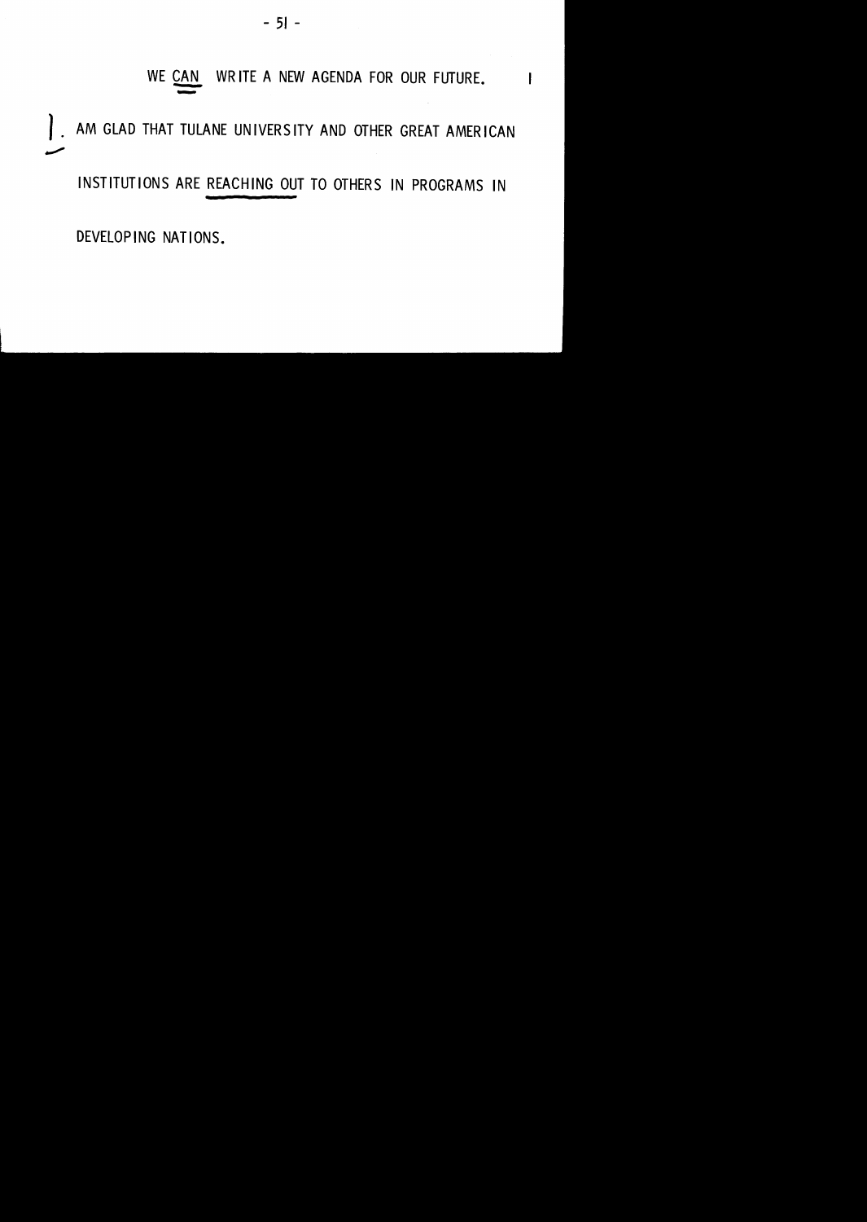WE CAN WRITE A NEW AGENDA FOR OUR FUTURE.

I AM GLAD THAT TULANE UNIVERSITY AND OTHER GREAT AMERICAN INSTITUTIONS ARE REACHING OUT TO OTHERS IN PROGRAMS IN DEVELOPING NATIONS.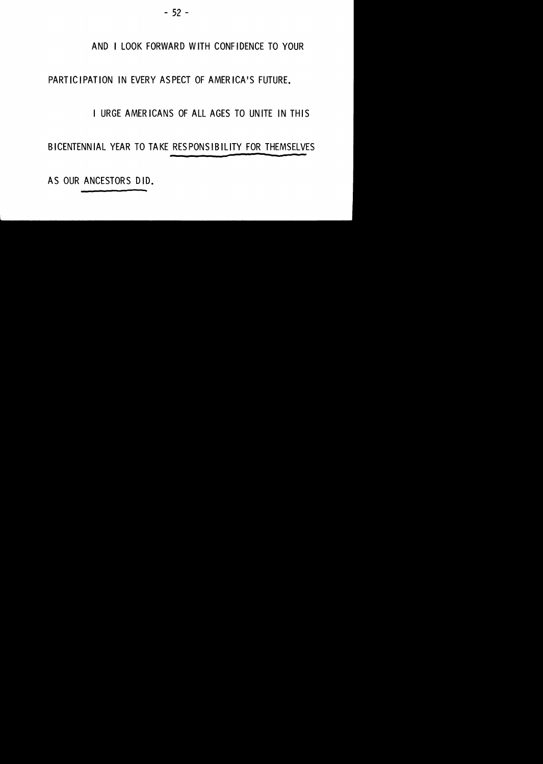AND I LOOK FORWARD WITH CONFIDENCE TO YOUR PARTICIPATION IN EVERY ASPECT OF AMERICA'S FUTURE.

I URGE AMERICANS OF ALL AGES TO UNITE IN THIS BICENTENNIAL YEAR TO TAKE <u>RESPONSIBILITY FOR THEMSELVES</u> AS OUR <u>ANCESTORS</u> DID.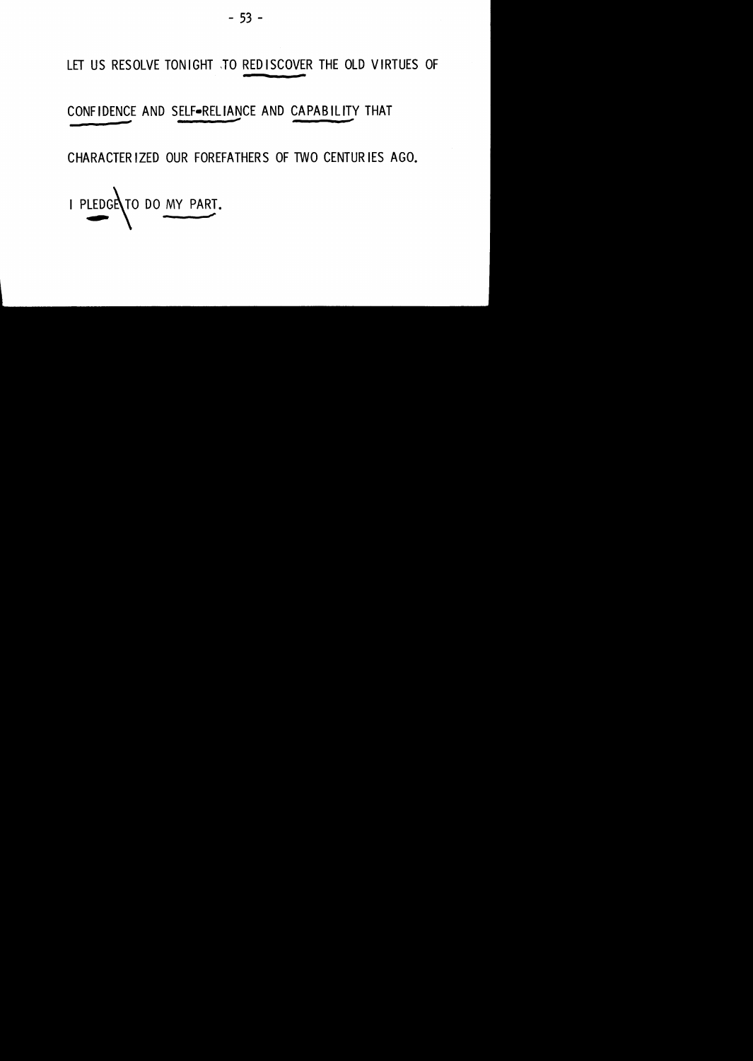LET US RESOLVE TONIGHT TO REDISCOVER THE OLD VIRTUES OF

CONFIDENCE AND SELF-RELIANCE AND CAPABILITY THAT

CHARACTERIZED OUR FOREFATHERS OF TWO CENTURIES AGO.

I PLEDGE TO DO MY PART.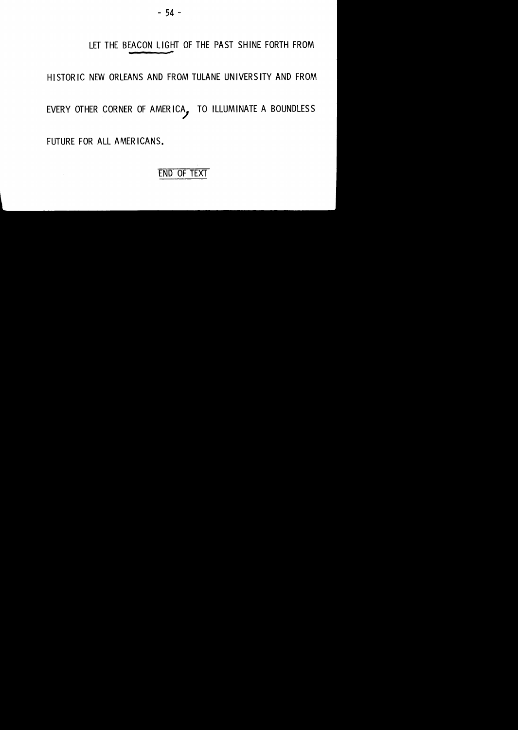LET THE BEACON LIGHT OF THE PAST SHINE FORTH FROM HISTORIC NEW ORLEANS AND FROM TULANE UNIVERSITY AND FROM EVERY OTHER CORNER OF AMERICA, TO ILLUMINATE A BOUNDLESS FUTURE FOR ALL AMERICANS.

END OF TEXT